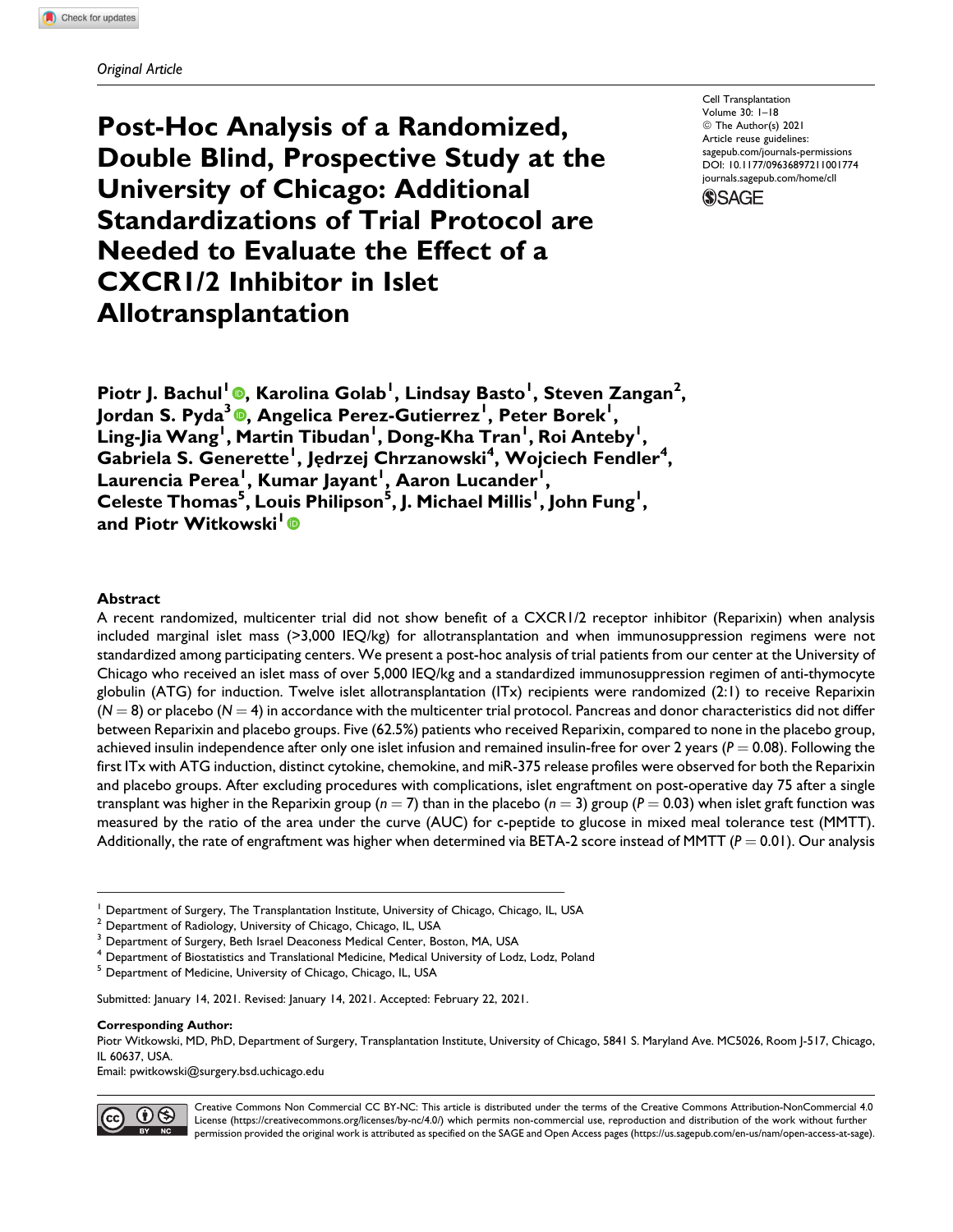*Original Article*

# Post-Hoc Analysis of a Randomized, Double Blind, Prospective Study at the University of Chicago: Additional Standardizations of Trial Protocol are Needed to Evaluate the Effect of a CXCR1/2 Inhibitor in Islet Allotransplantation

Cell Transplantation
Volume 30: 1–18
© The Author(s) 2021
Article reuse guidelines:
sagepub.com/journals-permissions
DOI: 10.1177/09636897211001774
journals.sagepub.com/home/cll

**Piotr J. Bachul[1], Karolina Golab[1], Lindsay Basto[1], Steven Zangan[2], Jordan S. Pyda[3], Angelica Perez-Gutierrez[1], Peter Borek[1], Ling-Jia Wang[1], Martin Tibudan[1], Dong-Kha Tran[1], Roi Anteby[1], Gabriela S. Generette[1], Jędrzej Chrzanowski[4], Wojciech Fendler[4], Laurencia Perea[1], Kumar Jayant[1], Aaron Lucander[1], Celeste Thomas[5], Louis Philipson[5], J. Michael Millis[1], John Fung[1], and Piotr Witkowski[1]**

## Abstract

A recent randomized, multicenter trial did not show benefit of a CXCR1/2 receptor inhibitor (Reparixin) when analysis included marginal islet mass (>3,000 IEQ/kg) for allotransplantation and when immunosuppression regimens were not standardized among participating centers. We present a post-hoc analysis of trial patients from our center at the University of Chicago who received an islet mass of over 5,000 IEQ/kg and a standardized immunosuppression regimen of anti-thymocyte globulin (ATG) for induction. Twelve islet allotransplantation (ITx) recipients were randomized (2:1) to receive Reparixin ($N = 8$) or placebo ($N = 4$) in accordance with the multicenter trial protocol. Pancreas and donor characteristics did not differ between Reparixin and placebo groups. Five (62.5%) patients who received Reparixin, compared to none in the placebo group, achieved insulin independence after only one islet infusion and remained insulin-free for over 2 years ($P = 0.08$). Following the first ITx with ATG induction, distinct cytokine, chemokine, and miR-375 release profiles were observed for both the Reparixin and placebo groups. After excluding procedures with complications, islet engraftment on post-operative day 75 after a single transplant was higher in the Reparixin group ($n = 7$) than in the placebo ($n = 3$) group ($P = 0.03$) when islet graft function was measured by the ratio of the area under the curve (AUC) for c-peptide to glucose in mixed meal tolerance test (MMTT). Additionally, the rate of engraftment was higher when determined via BETA-2 score instead of MMTT ($P = 0.01$). Our analysis

---

[1] Department of Surgery, The Transplantation Institute, University of Chicago, Chicago, IL, USA
[2] Department of Radiology, University of Chicago, Chicago, IL, USA
[3] Department of Surgery, Beth Israel Deaconess Medical Center, Boston, MA, USA
[4] Department of Biostatistics and Translational Medicine, Medical University of Lodz, Lodz, Poland
[5] Department of Medicine, University of Chicago, Chicago, IL, USA

Submitted: January 14, 2021. Revised: January 14, 2021. Accepted: February 22, 2021.

**Corresponding Author:**
Piotr Witkowski, MD, PhD, Department of Surgery, Transplantation Institute, University of Chicago, 5841 S. Maryland Ave. MC5026, Room J-517, Chicago, IL 60637, USA.
Email: pwitkowski@surgery.bsd.uchicago.edu

Creative Commons Non Commercial CC BY-NC: This article is distributed under the terms of the Creative Commons Attribution-NonCommercial 4.0 License (https://creativecommons.org/licenses/by-nc/4.0/) which permits non-commercial use, reproduction and distribution of the work without further permission provided the original work is attributed as specified on the SAGE and Open Access pages (https://us.sagepub.com/en-us/nam/open-access-at-sage).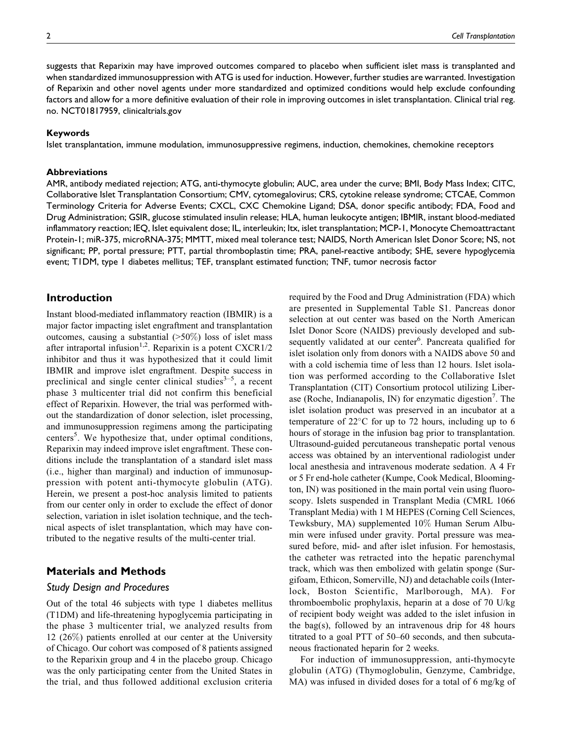suggests that Reparixin may have improved outcomes compared to placebo when sufficient islet mass is transplanted and when standardized immunosuppression with ATG is used for induction. However, further studies are warranted. Investigation of Reparixin and other novel agents under more standardized and optimized conditions would help exclude confounding factors and allow for a more definitive evaluation of their role in improving outcomes in islet transplantation. Clinical trial reg. no. NCT01817959, clinicaltrials.gov

#### Keywords

Islet transplantation, immune modulation, immunosuppressive regimens, induction, chemokines, chemokine receptors

#### Abbreviations

AMR, antibody mediated rejection; ATG, anti-thymocyte globulin; AUC, area under the curve; BMI, Body Mass Index; CITC, Collaborative Islet Transplantation Consortium; CMV, cytomegalovirus; CRS, cytokine release syndrome; CTCAE, Common Terminology Criteria for Adverse Events; CXCL, CXC Chemokine Ligand; DSA, donor specific antibody; FDA, Food and Drug Administration; GSIR, glucose stimulated insulin release; HLA, human leukocyte antigen; IBMIR, instant blood-mediated inflammatory reaction; IEQ, Islet equivalent dose; IL, interleukin; Itx, islet transplantation; MCP-1, Monocyte Chemoattractant Protein-1; miR-375, microRNA-375; MMTT, mixed meal tolerance test; NAIDS, North American Islet Donor Score; NS, not significant; PP, portal pressure; PTT, partial thromboplastin time; PRA, panel-reactive antibody; SHE, severe hypoglycemia event; T1DM, type 1 diabetes mellitus; TEF, transplant estimated function; TNF, tumor necrosis factor

## Introduction

Instant blood-mediated inflammatory reaction (IBMIR) is a major factor impacting islet engraftment and transplantation outcomes, causing a substantial (>50%) loss of islet mass after intraportal infusion[1,2]. Reparixin is a potent CXCR1/2 inhibitor and thus it was hypothesized that it could limit IBMIR and improve islet engraftment. Despite success in preclinical and single center clinical studies[3–5], a recent phase 3 multicenter trial did not confirm this beneficial effect of Reparixin. However, the trial was performed without the standardization of donor selection, islet processing, and immunosuppression regimens among the participating centers[5]. We hypothesize that, under optimal conditions, Reparixin may indeed improve islet engraftment. These conditions include the transplantation of a standard islet mass (i.e., higher than marginal) and induction of immunosuppression with potent anti-thymocyte globulin (ATG). Herein, we present a post-hoc analysis limited to patients from our center only in order to exclude the effect of donor selection, variation in islet isolation technique, and the technical aspects of islet transplantation, which may have contributed to the negative results of the multi-center trial.

## Materials and Methods

### Study Design and Procedures

Out of the total 46 subjects with type 1 diabetes mellitus (T1DM) and life-threatening hypoglycemia participating in the phase 3 multicenter trial, we analyzed results from 12 (26%) patients enrolled at our center at the University of Chicago. Our cohort was composed of 8 patients assigned to the Reparixin group and 4 in the placebo group. Chicago was the only participating center from the United States in the trial, and thus followed additional exclusion criteria required by the Food and Drug Administration (FDA) which are presented in Supplemental Table S1. Pancreas donor selection at out center was based on the North American Islet Donor Score (NAIDS) previously developed and subsequently validated at our center[6]. Pancreata qualified for islet isolation only from donors with a NAIDS above 50 and with a cold ischemia time of less than 12 hours. Islet isolation was performed according to the Collaborative Islet Transplantation (CIT) Consortium protocol utilizing Liberase (Roche, Indianapolis, IN) for enzymatic digestion[7]. The islet isolation product was preserved in an incubator at a temperature of 22°C for up to 72 hours, including up to 6 hours of storage in the infusion bag prior to transplantation. Ultrasound-guided percutaneous transhepatic portal venous access was obtained by an interventional radiologist under local anesthesia and intravenous moderate sedation. A 4 Fr or 5 Fr end-hole catheter (Kumpe, Cook Medical, Bloomington, IN) was positioned in the main portal vein using fluoroscopy. Islets suspended in Transplant Media (CMRL 1066 Transplant Media) with 1 M HEPES (Corning Cell Sciences, Tewksbury, MA) supplemented 10% Human Serum Albumin were infused under gravity. Portal pressure was measured before, mid- and after islet infusion. For hemostasis, the catheter was retracted into the hepatic parenchymal track, which was then embolized with gelatin sponge (Surgifoam, Ethicon, Somerville, NJ) and detachable coils (Interlock, Boston Scientific, Marlborough, MA). For thromboembolic prophylaxis, heparin at a dose of 70 U/kg of recipient body weight was added to the islet infusion in the bag(s), followed by an intravenous drip for 48 hours titrated to a goal PTT of 50–60 seconds, and then subcutaneous fractionated heparin for 2 weeks.

For induction of immunosuppression, anti-thymocyte globulin (ATG) (Thymoglobulin, Genzyme, Cambridge, MA) was infused in divided doses for a total of 6 mg/kg of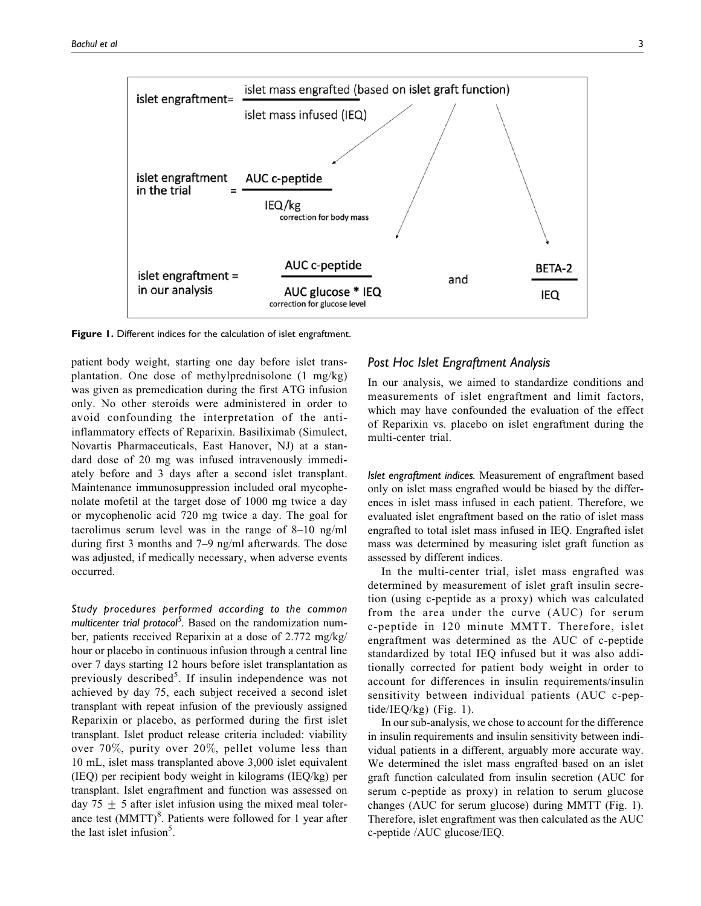islet engraftment = $\frac{\text{islet mass engrafted (based on islet graft function)}}{\text{islet mass infused (IEQ)}}$

islet engraftment in the trial = $\frac{\text{AUC c-peptide}}{\text{IEQ/kg}}$ (correction for body mass)

islet engraftment in our analysis = $\frac{\text{AUC c-peptide}}{\text{AUC glucose * IEQ}}$ (correction for glucose level) and $\frac{\text{BETA-2}}{\text{IEQ}}$

**Figure 1.** Different indices for the calculation of islet engraftment.

patient body weight, starting one day before islet transplantation. One dose of methylprednisolone (1 mg/kg) was given as premedication during the first ATG infusion only. No other steroids were administered in order to avoid confounding the interpretation of the anti-inflammatory effects of Reparixin. Basiliximab (Simulect, Novartis Pharmaceuticals, East Hanover, NJ) at a standard dose of 20 mg was infused intravenously immediately before and 3 days after a second islet transplant. Maintenance immunosuppression included oral mycophenolate mofetil at the target dose of 1000 mg twice a day or mycophenolic acid 720 mg twice a day. The goal for tacrolimus serum level was in the range of 8–10 ng/ml during first 3 months and 7–9 ng/ml afterwards. The dose was adjusted, if medically necessary, when adverse events occurred.

*Study procedures performed according to the common multicenter trial protocol*[5]. Based on the randomization number, patients received Reparixin at a dose of 2.772 mg/kg/hour or placebo in continuous infusion through a central line over 7 days starting 12 hours before islet transplantation as previously described[5]. If insulin independence was not achieved by day 75, each subject received a second islet transplant with repeat infusion of the previously assigned Reparixin or placebo, as performed during the first islet transplant. Islet product release criteria included: viability over 70%, purity over 20%, pellet volume less than 10 mL, islet mass transplanted above 3,000 islet equivalent (IEQ) per recipient body weight in kilograms (IEQ/kg) per transplant. Islet engraftment and function was assessed on day 75 ± 5 after islet infusion using the mixed meal tolerance test (MMTT)[8]. Patients were followed for 1 year after the last islet infusion[5].

## Post Hoc Islet Engraftment Analysis

In our analysis, we aimed to standardize conditions and measurements of islet engraftment and limit factors, which may have confounded the evaluation of the effect of Reparixin vs. placebo on islet engraftment during the multi-center trial.

*Islet engraftment indices.* Measurement of engraftment based only on islet mass engrafted would be biased by the differences in islet mass infused in each patient. Therefore, we evaluated islet engraftment based on the ratio of islet mass engrafted to total islet mass infused in IEQ. Engrafted islet mass was determined by measuring islet graft function as assessed by different indices.

In the multi-center trial, islet mass engrafted was determined by measurement of islet graft insulin secretion (using c-peptide as a proxy) which was calculated from the area under the curve (AUC) for serum c-peptide in 120 minute MMTT. Therefore, islet engraftment was determined as the AUC of c-peptide standardized by total IEQ infused but it was also additionally corrected for patient body weight in order to account for differences in insulin requirements/insulin sensitivity between individual patients (AUC c-peptide/IEQ/kg) (Fig. 1).

In our sub-analysis, we chose to account for the difference in insulin requirements and insulin sensitivity between individual patients in a different, arguably more accurate way. We determined the islet mass engrafted based on an islet graft function calculated from insulin secretion (AUC for serum c-peptide as proxy) in relation to serum glucose changes (AUC for serum glucose) during MMTT (Fig. 1). Therefore, islet engraftment was then calculated as the AUC c-peptide /AUC glucose/IEQ.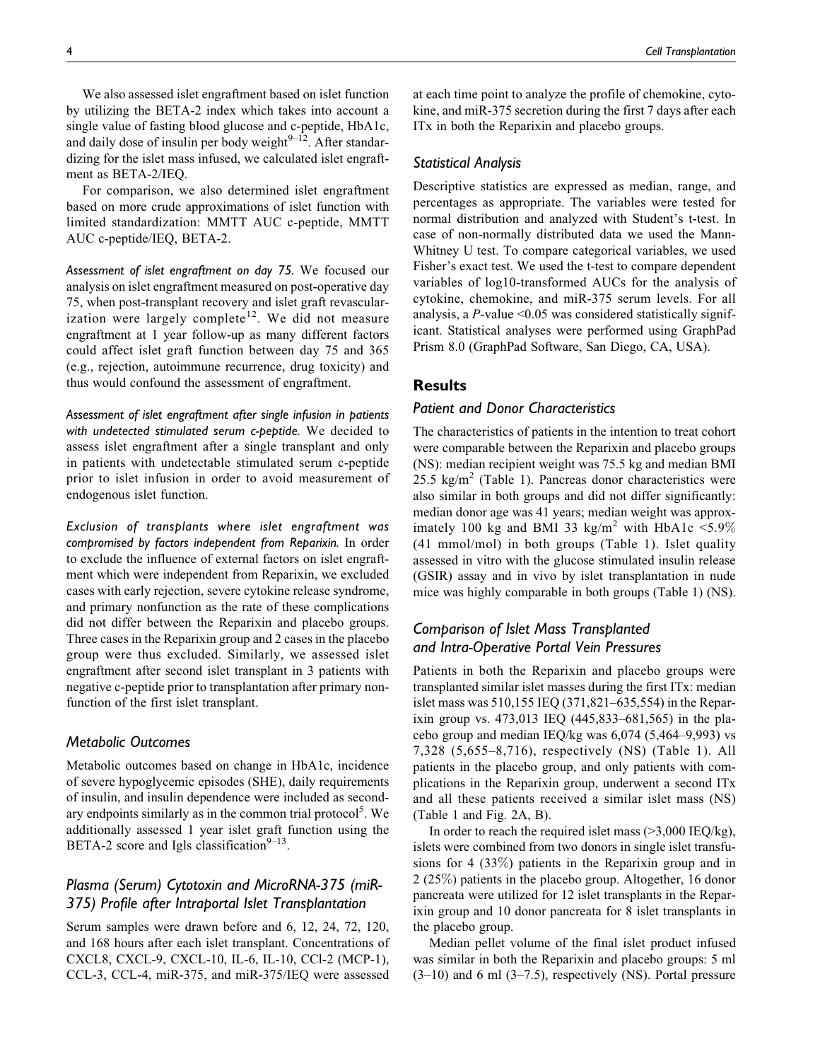We also assessed islet engraftment based on islet function by utilizing the BETA-2 index which takes into account a single value of fasting blood glucose and c-peptide, HbA1c, and daily dose of insulin per body weight[9–12]. After standardizing for the islet mass infused, we calculated islet engraftment as BETA-2/IEQ.

For comparison, we also determined islet engraftment based on more crude approximations of islet function with limited standardization: MMTT AUC c-peptide, MMTT AUC c-peptide/IEQ, BETA-2.

*Assessment of islet engraftment on day 75.* We focused our analysis on islet engraftment measured on post-operative day 75, when post-transplant recovery and islet graft revascularization were largely complete[12]. We did not measure engraftment at 1 year follow-up as many different factors could affect islet graft function between day 75 and 365 (e.g., rejection, autoimmune recurrence, drug toxicity) and thus would confound the assessment of engraftment.

*Assessment of islet engraftment after single infusion in patients with undetected stimulated serum c-peptide.* We decided to assess islet engraftment after a single transplant and only in patients with undetectable stimulated serum c-peptide prior to islet infusion in order to avoid measurement of endogenous islet function.

*Exclusion of transplants where islet engraftment was compromised by factors independent from Reparixin.* In order to exclude the influence of external factors on islet engraftment which were independent from Reparixin, we excluded cases with early rejection, severe cytokine release syndrome, and primary nonfunction as the rate of these complications did not differ between the Reparixin and placebo groups. Three cases in the Reparixin group and 2 cases in the placebo group were thus excluded. Similarly, we assessed islet engraftment after second islet transplant in 3 patients with negative c-peptide prior to transplantation after primary nonfunction of the first islet transplant.

### Metabolic Outcomes

Metabolic outcomes based on change in HbA1c, incidence of severe hypoglycemic episodes (SHE), daily requirements of insulin, and insulin dependence were included as secondary endpoints similarly as in the common trial protocol[5]. We additionally assessed 1 year islet graft function using the BETA-2 score and Igls classification[9–13].

### Plasma (Serum) Cytotoxin and MicroRNA-375 (miR-375) Profile after Intraportal Islet Transplantation

Serum samples were drawn before and 6, 12, 24, 72, 120, and 168 hours after each islet transplant. Concentrations of CXCL8, CXCL-9, CXCL-10, IL-6, IL-10, CCl-2 (MCP-1), CCL-3, CCL-4, miR-375, and miR-375/IEQ were assessed at each time point to analyze the profile of chemokine, cytokine, and miR-375 secretion during the first 7 days after each ITx in both the Reparixin and placebo groups.

### Statistical Analysis

Descriptive statistics are expressed as median, range, and percentages as appropriate. The variables were tested for normal distribution and analyzed with Student's t-test. In case of non-normally distributed data we used the Mann-Whitney U test. To compare categorical variables, we used Fisher's exact test. We used the t-test to compare dependent variables of log10-transformed AUCs for the analysis of cytokine, chemokine, and miR-375 serum levels. For all analysis, a $P$-value <0.05 was considered statistically significant. Statistical analyses were performed using GraphPad Prism 8.0 (GraphPad Software, San Diego, CA, USA).

## Results

### Patient and Donor Characteristics

The characteristics of patients in the intention to treat cohort were comparable between the Reparixin and placebo groups (NS): median recipient weight was 75.5 kg and median BMI 25.5 kg/m$^2$ (Table 1). Pancreas donor characteristics were also similar in both groups and did not differ significantly: median donor age was 41 years; median weight was approximately 100 kg and BMI 33 kg/m$^2$ with HbA1c <5.9% (41 mmol/mol) in both groups (Table 1). Islet quality assessed in vitro with the glucose stimulated insulin release (GSIR) assay and in vivo by islet transplantation in nude mice was highly comparable in both groups (Table 1) (NS).

### Comparison of Islet Mass Transplanted and Intra-Operative Portal Vein Pressures

Patients in both the Reparixin and placebo groups were transplanted similar islet masses during the first ITx: median islet mass was 510,155 IEQ (371,821–635,554) in the Reparixin group vs. 473,013 IEQ (445,833–681,565) in the placebo group and median IEQ/kg was 6,074 (5,464–9,993) vs 7,328 (5,655–8,716), respectively (NS) (Table 1). All patients in the placebo group, and only patients with complications in the Reparixin group, underwent a second ITx and all these patients received a similar islet mass (NS) (Table 1 and Fig. 2A, B).

In order to reach the required islet mass (>3,000 IEQ/kg), islets were combined from two donors in single islet transfusions for 4 (33%) patients in the Reparixin group and in 2 (25%) patients in the placebo group. Altogether, 16 donor pancreata were utilized for 12 islet transplants in the Reparixin group and 10 donor pancreata for 8 islet transplants in the placebo group.

Median pellet volume of the final islet product infused was similar in both the Reparixin and placebo groups: 5 ml (3–10) and 6 ml (3–7.5), respectively (NS). Portal pressure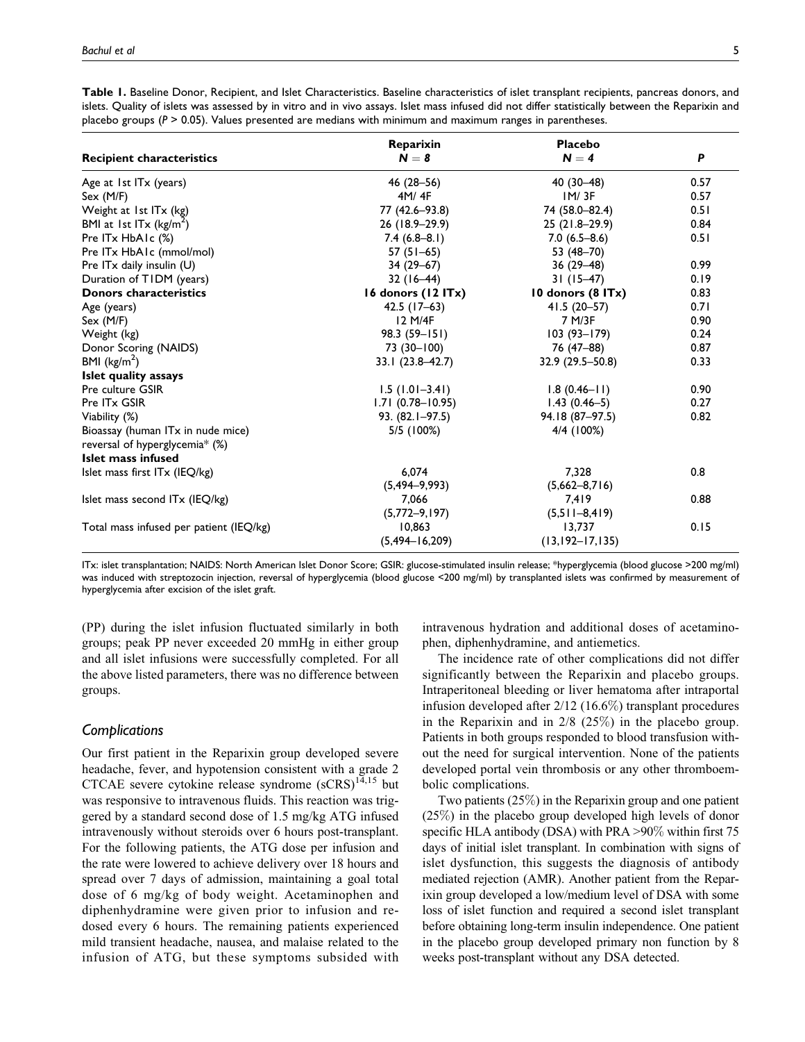**Table 1.** Baseline Donor, Recipient, and Islet Characteristics. Baseline characteristics of islet transplant recipients, pancreas donors, and islets. Quality of islets was assessed by in vitro and in vivo assays. Islet mass infused did not differ statistically between the Reparixin and placebo groups ($P > 0.05$). Values presented are medians with minimum and maximum ranges in parentheses.

| Recipient characteristics | Reparixin $N = 8$ | Placebo $N = 4$ | P |
|---|---|---|---|
| Age at 1st ITx (years) | 46 (28–56) | 40 (30–48) | 0.57 |
| Sex (M/F) | 4M/ 4F | 1M/ 3F | 0.57 |
| Weight at 1st ITx (kg) | 77 (42.6–93.8) | 74 (58.0–82.4) | 0.51 |
| BMI at 1st ITx (kg/m$^2$) | 26 (18.9–29.9) | 25 (21.8–29.9) | 0.84 |
| Pre ITx HbA1c (%) | 7.4 (6.8–8.1) | 7.0 (6.5–8.6) | 0.51 |
| Pre ITx HbA1c (mmol/mol) | 57 (51–65) | 53 (48–70) | |
| Pre ITx daily insulin (U) | 34 (29–67) | 36 (29–48) | 0.99 |
| Duration of T1DM (years) | 32 (16–44) | 31 (15–47) | 0.19 |
| **Donors characteristics** | **16 donors (12 ITx)** | **10 donors (8 ITx)** | 0.83 |
| Age (years) | 42.5 (17–63) | 41.5 (20–57) | 0.71 |
| Sex (M/F) | 12 M/4F | 7 M/3F | 0.90 |
| Weight (kg) | 98.3 (59–151) | 103 (93–179) | 0.24 |
| Donor Scoring (NAIDS) | 73 (30–100) | 76 (47–88) | 0.87 |
| BMI (kg/m$^2$) | 33.1 (23.8–42.7) | 32.9 (29.5–50.8) | 0.33 |
| **Islet quality assays** | | | |
| Pre culture GSIR | 1.5 (1.01–3.41) | 1.8 (0.46–11) | 0.90 |
| Pre ITx GSIR | 1.71 (0.78–10.95) | 1.43 (0.46–5) | 0.27 |
| Viability (%) | 93. (82.1–97.5) | 94.18 (87–97.5) | 0.82 |
| Bioassay (human ITx in nude mice) reversal of hyperglycemia* (%) | 5/5 (100%) | 4/4 (100%) | |
| **Islet mass infused** | | | |
| Islet mass first ITx (IEQ/kg) | 6,074 (5,494–9,993) | 7,328 (5,662–8,716) | 0.8 |
| Islet mass second ITx (IEQ/kg) | 7,066 (5,772–9,197) | 7,419 (5,511–8,419) | 0.88 |
| Total mass infused per patient (IEQ/kg) | 10,863 (5,494–16,209) | 13,737 (13,192–17,135) | 0.15 |

ITx: islet transplantation; NAIDS: North American Islet Donor Score; GSIR: glucose-stimulated insulin release; *hyperglycemia (blood glucose >200 mg/ml) was induced with streptozocin injection, reversal of hyperglycemia (blood glucose <200 mg/ml) by transplanted islets was confirmed by measurement of hyperglycemia after excision of the islet graft.

(PP) during the islet infusion fluctuated similarly in both groups; peak PP never exceeded 20 mmHg in either group and all islet infusions were successfully completed. For all the above listed parameters, there was no difference between groups.

### Complications

Our first patient in the Reparixin group developed severe headache, fever, and hypotension consistent with a grade 2 CTCAE severe cytokine release syndrome (sCRS)[14,15] but was responsive to intravenous fluids. This reaction was triggered by a standard second dose of 1.5 mg/kg ATG infused intravenously without steroids over 6 hours post-transplant. For the following patients, the ATG dose per infusion and the rate were lowered to achieve delivery over 18 hours and spread over 7 days of admission, maintaining a goal total dose of 6 mg/kg of body weight. Acetaminophen and diphenhydramine were given prior to infusion and re-dosed every 6 hours. The remaining patients experienced mild transient headache, nausea, and malaise related to the infusion of ATG, but these symptoms subsided with intravenous hydration and additional doses of acetaminophen, diphenhydramine, and antiemetics.

The incidence rate of other complications did not differ significantly between the Reparixin and placebo groups. Intraperitoneal bleeding or liver hematoma after intraportal infusion developed after 2/12 (16.6%) transplant procedures in the Reparixin and in 2/8 (25%) in the placebo group. Patients in both groups responded to blood transfusion without the need for surgical intervention. None of the patients developed portal vein thrombosis or any other thromboembolic complications.

Two patients (25%) in the Reparixin group and one patient (25%) in the placebo group developed high levels of donor specific HLA antibody (DSA) with PRA >90% within first 75 days of initial islet transplant. In combination with signs of islet dysfunction, this suggests the diagnosis of antibody mediated rejection (AMR). Another patient from the Reparixin group developed a low/medium level of DSA with some loss of islet function and required a second islet transplant before obtaining long-term insulin independence. One patient in the placebo group developed primary non function by 8 weeks post-transplant without any DSA detected.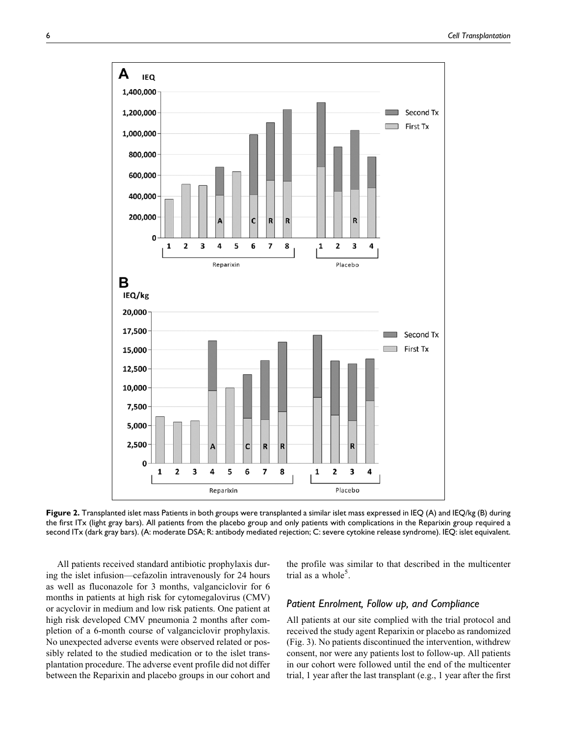**Figure 2.** Transplanted islet mass Patients in both groups were transplanted a similar islet mass expressed in IEQ (A) and IEQ/kg (B) during the first ITx (light gray bars). All patients from the placebo group and only patients with complications in the Reparixin group required a second ITx (dark gray bars). (A: moderate DSA; R: antibody mediated rejection; C: severe cytokine release syndrome). IEQ: islet equivalent.

All patients received standard antibiotic prophylaxis during the islet infusion—cefazolin intravenously for 24 hours as well as fluconazole for 3 months, valganciclovir for 6 months in patients at high risk for cytomegalovirus (CMV) or acyclovir in medium and low risk patients. One patient at high risk developed CMV pneumonia 2 months after completion of a 6-month course of valganciclovir prophylaxis. No unexpected adverse events were observed related or possibly related to the studied medication or to the islet transplantation procedure. The adverse event profile did not differ between the Reparixin and placebo groups in our cohort and the profile was similar to that described in the multicenter trial as a whole[5].

### Patient Enrolment, Follow up, and Compliance

All patients at our site complied with the trial protocol and received the study agent Reparixin or placebo as randomized (Fig. 3). No patients discontinued the intervention, withdrew consent, nor were any patients lost to follow-up. All patients in our cohort were followed until the end of the multicenter trial, 1 year after the last transplant (e.g., 1 year after the first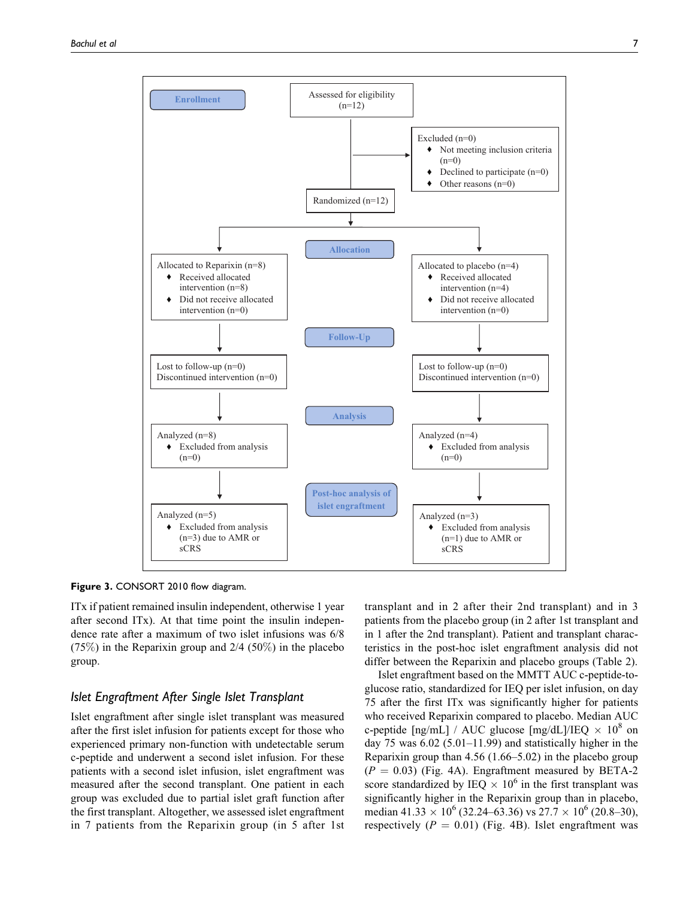Enrollment

Assessed for eligibility (n=12)

Excluded (n=0)
- Not meeting inclusion criteria (n=0)
- Declined to participate (n=0)
- Other reasons (n=0)

Randomized (n=12)

Allocation

Allocated to Reparixin (n=8)
- Received allocated intervention (n=8)
- Did not receive allocated intervention (n=0)

Allocated to placebo (n=4)
- Received allocated intervention (n=4)
- Did not receive allocated intervention (n=0)

Follow-Up

Lost to follow-up (n=0)
Discontinued intervention (n=0)

Lost to follow-up (n=0)
Discontinued intervention (n=0)

Analysis

Analyzed (n=8)
- Excluded from analysis (n=0)

Analyzed (n=4)
- Excluded from analysis (n=0)

Post-hoc analysis of islet engraftment

Analyzed (n=5)
- Excluded from analysis (n=3) due to AMR or sCRS

Analyzed (n=3)
- Excluded from analysis (n=1) due to AMR or sCRS

**Figure 3.** CONSORT 2010 flow diagram.

ITx if patient remained insulin independent, otherwise 1 year after second ITx). At that time point the insulin independence rate after a maximum of two islet infusions was 6/8 (75%) in the Reparixin group and 2/4 (50%) in the placebo group.

### *Islet Engraftment After Single Islet Transplant*

Islet engraftment after single islet transplant was measured after the first islet infusion for patients except for those who experienced primary non-function with undetectable serum c-peptide and underwent a second islet infusion. For these patients with a second islet infusion, islet engraftment was measured after the second transplant. One patient in each group was excluded due to partial islet graft function after the first transplant. Altogether, we assessed islet engraftment in 7 patients from the Reparixin group (in 5 after 1st transplant and in 2 after their 2nd transplant) and in 3 patients from the placebo group (in 2 after 1st transplant and in 1 after the 2nd transplant). Patient and transplant characteristics in the post-hoc islet engraftment analysis did not differ between the Reparixin and placebo groups (Table 2).

Islet engraftment based on the MMTT AUC c-peptide-to-glucose ratio, standardized for IEQ per islet infusion, on day 75 after the first ITx was significantly higher for patients who received Reparixin compared to placebo. Median AUC c-peptide [ng/mL] / AUC glucose [mg/dL]/IEQ $\times$ $10^8$ on day 75 was 6.02 (5.01–11.99) and statistically higher in the Reparixin group than 4.56 (1.66–5.02) in the placebo group ($P$ = 0.03) (Fig. 4A). Engraftment measured by BETA-2 score standardized by IEQ $\times$ $10^6$ in the first transplant was significantly higher in the Reparixin group than in placebo, median 41.33 $\times$ $10^6$ (32.24–63.36) vs 27.7 $\times$ $10^6$ (20.8–30), respectively ($P$ = 0.01) (Fig. 4B). Islet engraftment was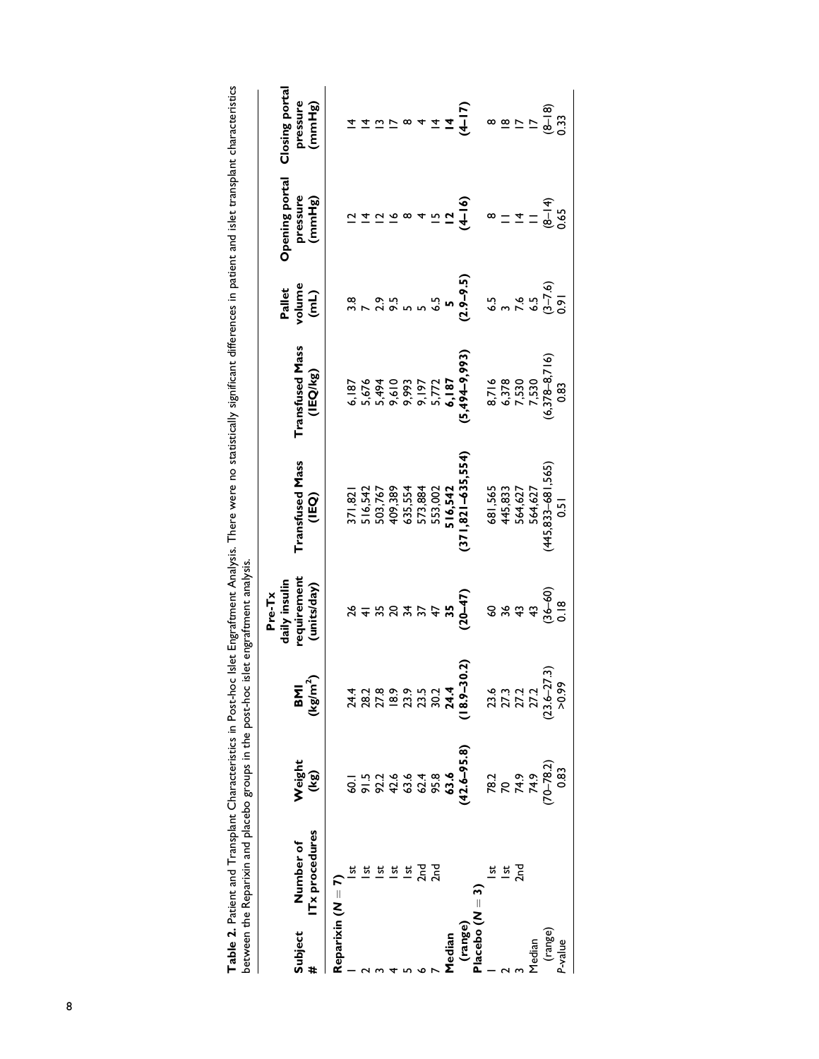**Table 2.** Patient and Transplant Characteristics in Post-hoc Islet Engraftment Analysis. There were no statistically significant differences in patient and islet transplant characteristics between the Reparixin and placebo groups in the post-hoc islet engraftment analysis.

| Subject # | Number of ITx procedures | Weight (kg) | BMI (kg/m$^2$) | Pre-Tx daily insulin requirement (units/day) | Transfused Mass (IEQ) | Transfused Mass (IEQ/kg) | Pallet volume (mL) | Opening portal pressure (mmHg) | Closing portal pressure (mmHg) |
|---|---|---|---|---|---|---|---|---|---|
| **Reparixin (N = 7)** | | | | | | | | | |
| 1 | 1st | 60.1 | 24.4 | 26 | 371,821 | 6,187 | 3.8 | 12 | 14 |
| 2 | 1st | 91.5 | 28.2 | 41 | 516,542 | 5,676 | 7 | 14 | 14 |
| 3 | 1st | 92.2 | 27.8 | 35 | 503,767 | 5,494 | 2.9 | 12 | 13 |
| 4 | 1st | 42.6 | 18.9 | 20 | 409,389 | 9,610 | 9.5 | 16 | 17 |
| 5 | 1st | 63.6 | 23.9 | 34 | 635,554 | 9,993 | 5 | 8 | 8 |
| 6 | 2nd | 62.4 | 23.5 | 37 | 573,884 | 9,197 | 5 | 4 | 4 |
| 7 | 2nd | 95.8 | 30.2 | 47 | 553,002 | 5,772 | 6.5 | 15 | 14 |
| **Median** | | **63.6** | **24.4** | **35** | **516,542** | **6,187** | **5** | **12** | **14** |
| **(range)** | | **(42.6–95.8)** | **(18.9–30.2)** | **(20–47)** | **(371,821–635,554)** | **(5,494–9,993)** | **(2.9–9.5)** | **(4–16)** | **(4–17)** |
| **Placebo (N = 3)** | | | | | | | | | |
| 1 | 1st | 78.2 | 23.6 | 60 | 681,565 | 8,716 | 6.5 | 8 | 8 |
| 2 | 1st | 70 | 27.3 | 36 | 445,833 | 6,378 | 3 | 11 | 18 |
| 3 | 2nd | 74.9 | 27.2 | 43 | 564,627 | 7,530 | 7.6 | 14 | 17 |
| Median | | 74.9 | 27.2 | 43 | 564,627 | 7,530 | 6.5 | 11 | 17 |
| (range) | | (70–78.2) | (23.6–27.3) | (36–60) | (445,833–681,565) | (6,378–8,716) | (3–7.6) | (8–14) | (8–18) |
| *P*-value | | 0.83 | >0.99 | 0.18 | 0.51 | 0.83 | 0.91 | 0.65 | 0.33 |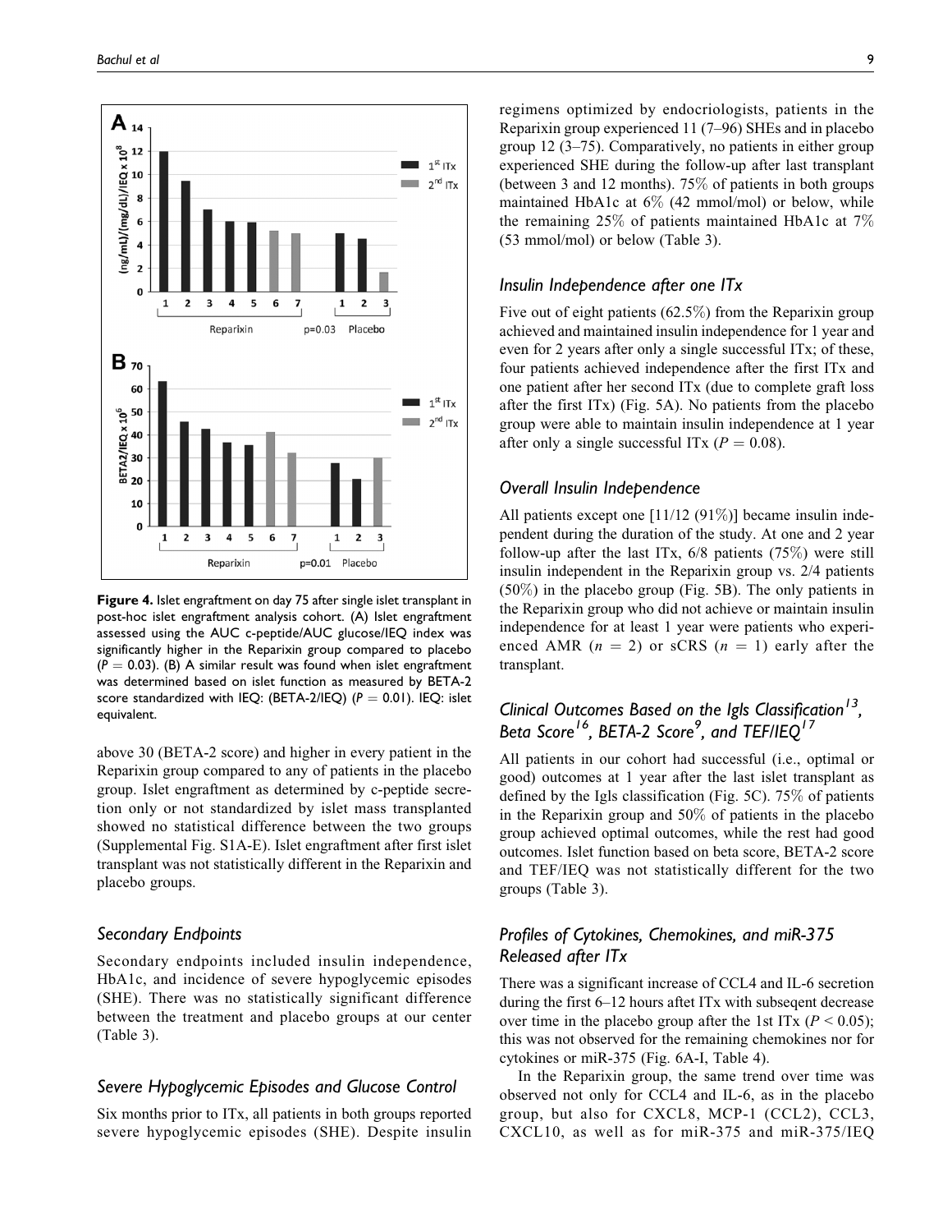Figure 4. Islet engraftment on day 75 after single islet transplant in post-hoc islet engraftment analysis cohort. (A) Islet engraftment assessed using the AUC c-peptide/AUC glucose/IEQ index was significantly higher in the Reparixin group compared to placebo ($P = 0.03$). (B) A similar result was found when islet engraftment was determined based on islet function as measured by BETA-2 score standardized with IEQ: (BETA-2/IEQ) ($P = 0.01$). IEQ: islet equivalent.

above 30 (BETA-2 score) and higher in every patient in the Reparixin group compared to any of patients in the placebo group. Islet engraftment as determined by c-peptide secretion only or not standardized by islet mass transplanted showed no statistical difference between the two groups (Supplemental Fig. S1A-E). Islet engraftment after first islet transplant was not statistically different in the Reparixin and placebo groups.

### Secondary Endpoints

Secondary endpoints included insulin independence, HbA1c, and incidence of severe hypoglycemic episodes (SHE). There was no statistically significant difference between the treatment and placebo groups at our center (Table 3).

### Severe Hypoglycemic Episodes and Glucose Control

Six months prior to ITx, all patients in both groups reported severe hypoglycemic episodes (SHE). Despite insulin regimens optimized by endocriologists, patients in the Reparixin group experienced 11 (7–96) SHEs and in placebo group 12 (3–75). Comparatively, no patients in either group experienced SHE during the follow-up after last transplant (between 3 and 12 months). 75% of patients in both groups maintained HbA1c at 6% (42 mmol/mol) or below, while the remaining 25% of patients maintained HbA1c at 7% (53 mmol/mol) or below (Table 3).

### Insulin Independence after one ITx

Five out of eight patients (62.5%) from the Reparixin group achieved and maintained insulin independence for 1 year and even for 2 years after only a single successful ITx; of these, four patients achieved independence after the first ITx and one patient after her second ITx (due to complete graft loss after the first ITx) (Fig. 5A). No patients from the placebo group were able to maintain insulin independence at 1 year after only a single successful ITx ($P = 0.08$).

### Overall Insulin Independence

All patients except one [11/12 (91%)] became insulin independent during the duration of the study. At one and 2 year follow-up after the last ITx, 6/8 patients (75%) were still insulin independent in the Reparixin group vs. 2/4 patients (50%) in the placebo group (Fig. 5B). The only patients in the Reparixin group who did not achieve or maintain insulin independence for at least 1 year were patients who experienced AMR ($n = 2$) or sCRS ($n = 1$) early after the transplant.

### Clinical Outcomes Based on the Igls Classification[13], Beta Score[16], BETA-2 Score[9], and TEF/IEQ[17]

All patients in our cohort had successful (i.e., optimal or good) outcomes at 1 year after the last islet transplant as defined by the Igls classification (Fig. 5C). 75% of patients in the Reparixin group and 50% of patients in the placebo group achieved optimal outcomes, while the rest had good outcomes. Islet function based on beta score, BETA-2 score and TEF/IEQ was not statistically different for the two groups (Table 3).

### Profiles of Cytokines, Chemokines, and miR-375 Released after ITx

There was a significant increase of CCL4 and IL-6 secretion during the first 6–12 hours aftet ITx with subseqent decrease over time in the placebo group after the 1st ITx ($P < 0.05$); this was not observed for the remaining chemokines nor for cytokines or miR-375 (Fig. 6A-I, Table 4).

In the Reparixin group, the same trend over time was observed not only for CCL4 and IL-6, as in the placebo group, but also for CXCL8, MCP-1 (CCL2), CCL3, CXCL10, as well as for miR-375 and miR-375/IEQ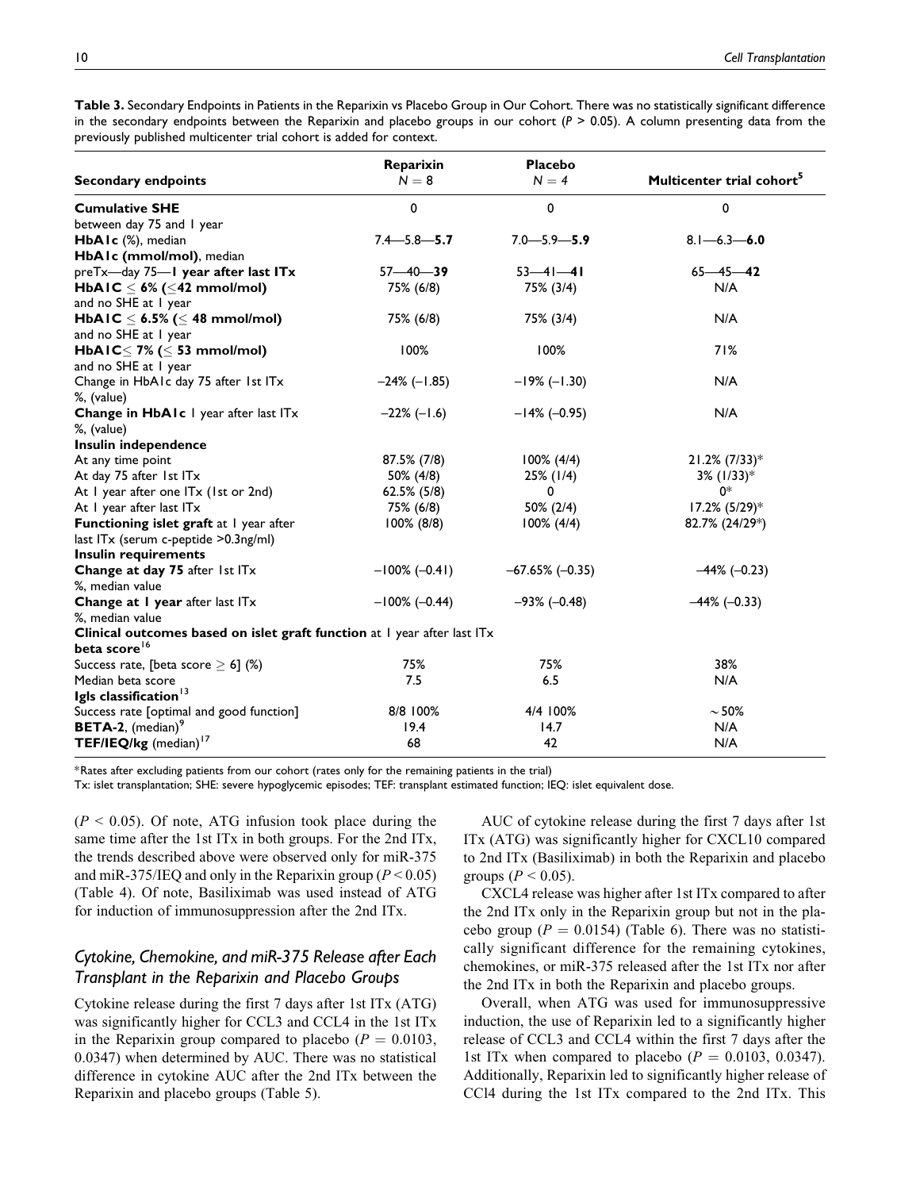**Table 3.** Secondary Endpoints in Patients in the Reparixin vs Placebo Group in Our Cohort. There was no statistically significant difference in the secondary endpoints between the Reparixin and placebo groups in our cohort ($P > 0.05$). A column presenting data from the previously published multicenter trial cohort is added for context.

| Secondary endpoints | Reparixin $N = 8$ | Placebo $N = 4$ | Multicenter trial cohort[5] |
|---|---|---|---|
| **Cumulative SHE** between day 75 and 1 year | 0 | 0 | 0 |
| **HbA1c** (%), median | 7.4—5.8—**5.7** | 7.0—5.9—**5.9** | 8.1—6.3—**6.0** |
| **HbA1c (mmol/mol)**, median preTx—day 75—**1 year after last ITx** | 57—40—**39** | 53—41—**41** | 65—45—**42** |
| **HbA1C ≤ 6% (≤42 mmol/mol)** and no SHE at 1 year | 75% (6/8) | 75% (3/4) | N/A |
| **HbA1C ≤ 6.5% (≤ 48 mmol/mol)** and no SHE at 1 year | 75% (6/8) | 75% (3/4) | N/A |
| **HbA1C≤ 7% (≤ 53 mmol/mol)** and no SHE at 1 year | 100% | 100% | 71% |
| Change in HbA1c day 75 after 1st ITx %, (value) | −24% (−1.85) | −19% (−1.30) | N/A |
| **Change in HbA1c** 1 year after last ITx %, (value) | −22% (−1.6) | −14% (−0.95) | N/A |
| **Insulin independence** | | | |
| At any time point | 87.5% (7/8) | 100% (4/4) | 21.2% (7/33)* |
| At day 75 after 1st ITx | 50% (4/8) | 25% (1/4) | 3% (1/33)* |
| At 1 year after one ITx (1st or 2nd) | 62.5% (5/8) | 0 | 0* |
| At 1 year after last ITx | 75% (6/8) | 50% (2/4) | 17.2% (5/29)* |
| **Functioning islet graft** at 1 year after last ITx (serum c-peptide >0.3ng/ml) | 100% (8/8) | 100% (4/4) | 82.7% (24/29*) |
| **Insulin requirements** | | | |
| **Change at day 75** after 1st ITx %, median value | −100% (−0.41) | −67.65% (−0.35) | −44% (−0.23) |
| **Change at 1 year** after last ITx %, median value | −100% (−0.44) | −93% (−0.48) | −44% (−0.33) |
| **Clinical outcomes based on islet graft function** at 1 year after last ITx | | | |
| **beta score**[16] | | | |
| Success rate, [beta score ≥ 6] (%) | 75% | 75% | 38% |
| Median beta score | 7.5 | 6.5 | N/A |
| **Igls classification**[13] | | | |
| Success rate [optimal and good function] | 8/8 100% | 4/4 100% | ~50% |
| **BETA-2**, (median)[9] | 19.4 | 14.7 | N/A |
| **TEF/IEQ/kg** (median)[17] | 68 | 42 | N/A |

*Rates after excluding patients from our cohort (rates only for the remaining patients in the trial)

Tx: islet transplantation; SHE: severe hypoglycemic episodes; TEF: transplant estimated function; IEQ: islet equivalent dose.

($P < 0.05$). Of note, ATG infusion took place during the same time after the 1st ITx in both groups. For the 2nd ITx, the trends described above were observed only for miR-375 and miR-375/IEQ and only in the Reparixin group ($P < 0.05$) (Table 4). Of note, Basiliximab was used instead of ATG for induction of immunosuppression after the 2nd ITx.

### Cytokine, Chemokine, and miR-375 Release after Each Transplant in the Reparixin and Placebo Groups

Cytokine release during the first 7 days after 1st ITx (ATG) was significantly higher for CCL3 and CCL4 in the 1st ITx in the Reparixin group compared to placebo ($P = 0.0103$, $0.0347$) when determined by AUC. There was no statistical difference in cytokine AUC after the 2nd ITx between the Reparixin and placebo groups (Table 5).

AUC of cytokine release during the first 7 days after 1st ITx (ATG) was significantly higher for CXCL10 compared to 2nd ITx (Basiliximab) in both the Reparixin and placebo groups ($P < 0.05$).

CXCL4 release was higher after 1st ITx compared to after the 2nd ITx only in the Reparixin group but not in the placebo group ($P = 0.0154$) (Table 6). There was no statistically significant difference for the remaining cytokines, chemokines, or miR-375 released after the 1st ITx nor after the 2nd ITx in both the Reparixin and placebo groups.

Overall, when ATG was used for immunosuppressive induction, the use of Reparixin led to a significantly higher release of CCL3 and CCL4 within the first 7 days after the 1st ITx when compared to placebo ($P = 0.0103$, $0.0347$). Additionally, Reparixin led to significantly higher release of CCl4 during the 1st ITx compared to the 2nd ITx. This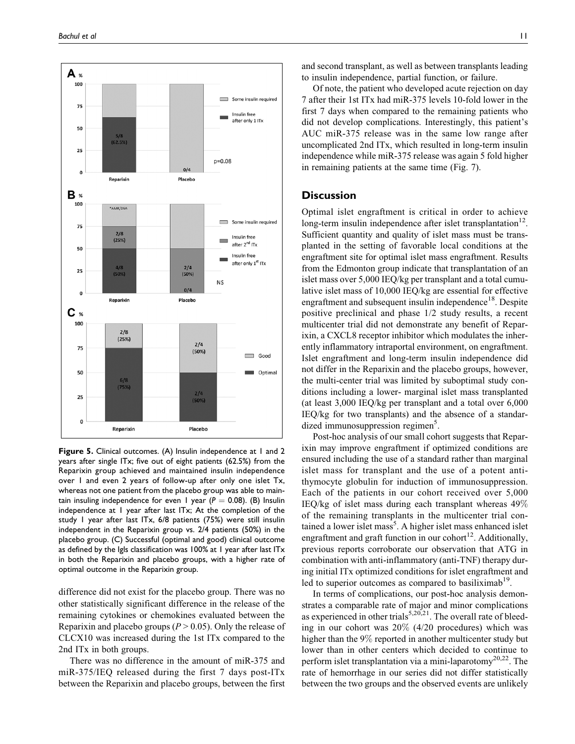**Figure 5.** Clinical outcomes. (A) Insulin independence at 1 and 2 years after single ITx; five out of eight patients (62.5%) from the Reparixin group achieved and maintained insulin independence over 1 and even 2 years of follow-up after only one islet Tx, whereas not one patient from the placebo group was able to maintain insuling independence for even 1 year ($P = 0.08$). (B) Insulin independence at 1 year after last ITx; At the completion of the study 1 year after last ITx, 6/8 patients (75%) were still insulin independent in the Reparixin group vs. 2/4 patients (50%) in the placebo group. (C) Successful (optimal and good) clinical outcome as defined by the Igls classification was 100% at 1 year after last ITx in both the Reparixin and placebo groups, with a higher rate of optimal outcome in the Reparixin group.

difference did not exist for the placebo group. There was no other statistically significant difference in the release of the remaining cytokines or chemokines evaluated between the Reparixin and placebo groups ($P > 0.05$). Only the release of CLCX10 was increased during the 1st ITx compared to the 2nd ITx in both groups.

There was no difference in the amount of miR-375 and miR-375/IEQ released during the first 7 days post-ITx between the Reparixin and placebo groups, between the first and second transplant, as well as between transplants leading to insulin independence, partial function, or failure.

Of note, the patient who developed acute rejection on day 7 after their 1st ITx had miR-375 levels 10-fold lower in the first 7 days when compared to the remaining patients who did not develop complications. Interestingly, this patient's AUC miR-375 release was in the same low range after uncomplicated 2nd ITx, which resulted in long-term insulin independence while miR-375 release was again 5 fold higher in remaining patients at the same time (Fig. 7).

## Discussion

Optimal islet engraftment is critical in order to achieve long-term insulin independence after islet transplantation[12]. Sufficient quantity and quality of islet mass must be transplanted in the setting of favorable local conditions at the engraftment site for optimal islet mass engraftment. Results from the Edmonton group indicate that transplantation of an islet mass over 5,000 IEQ/kg per transplant and a total cumulative islet mass of 10,000 IEQ/kg are essential for effective engraftment and subsequent insulin independence[18]. Despite positive preclinical and phase 1/2 study results, a recent multicenter trial did not demonstrate any benefit of Reparixin, a CXCL8 receptor inhibitor which modulates the inherently inflammatory intraportal environment, on engraftment. Islet engraftment and long-term insulin independence did not differ in the Reparixin and the placebo groups, however, the multi-center trial was limited by suboptimal study conditions including a lower- marginal islet mass transplanted (at least 3,000 IEQ/kg per transplant and a total over 6,000 IEQ/kg for two transplants) and the absence of a standardized immunosuppression regimen[5].

Post-hoc analysis of our small cohort suggests that Reparixin may improve engraftment if optimized conditions are ensured including the use of a standard rather than marginal islet mass for transplant and the use of a potent anti-thymocyte globulin for induction of immunosuppression. Each of the patients in our cohort received over 5,000 IEQ/kg of islet mass during each transplant whereas 49% of the remaining transplants in the multicenter trial contained a lower islet mass[5]. A higher islet mass enhanced islet engraftment and graft function in our cohort[12]. Additionally, previous reports corroborate our observation that ATG in combination with anti-inflammatory (anti-TNF) therapy during initial ITx optimized conditions for islet engraftment and led to superior outcomes as compared to basiliximab[19].

In terms of complications, our post-hoc analysis demonstrates a comparable rate of major and minor complications as experienced in other trials[5,20,21]. The overall rate of bleeding in our cohort was 20% (4/20 procedures) which was higher than the 9% reported in another multicenter study but lower than in other centers which decided to continue to perform islet transplantation via a mini-laparotomy[20,22]. The rate of hemorrhage in our series did not differ statistically between the two groups and the observed events are unlikely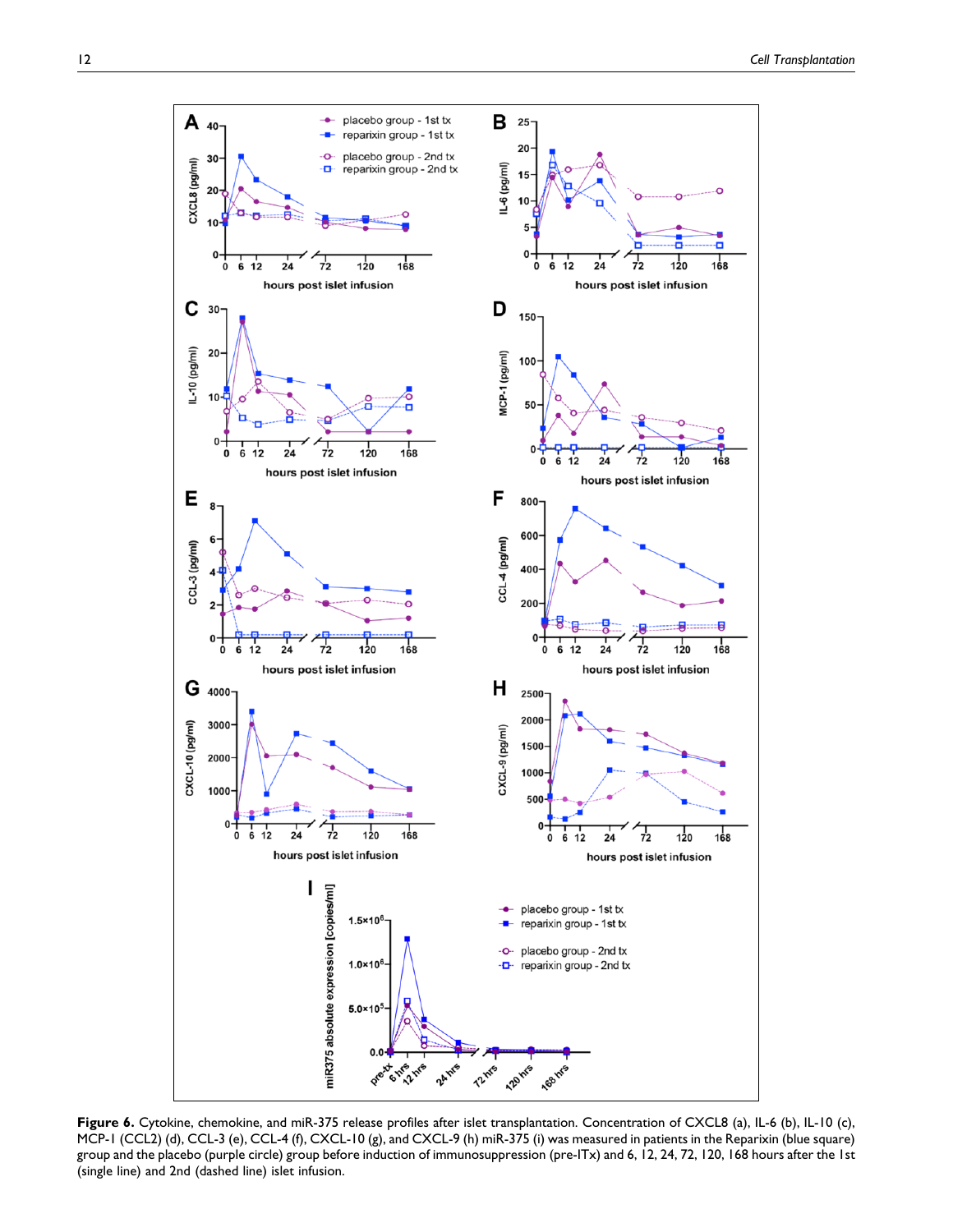**Figure 6.** Cytokine, chemokine, and miR-375 release profiles after islet transplantation. Concentration of CXCL8 (a), IL-6 (b), IL-10 (c), MCP-1 (CCL2) (d), CCL-3 (e), CCL-4 (f), CXCL-10 (g), and CXCL-9 (h) miR-375 (i) was measured in patients in the Reparixin (blue square) group and the placebo (purple circle) group before induction of immunosuppression (pre-ITx) and 6, 12, 24, 72, 120, 168 hours after the 1st (single line) and 2nd (dashed line) islet infusion.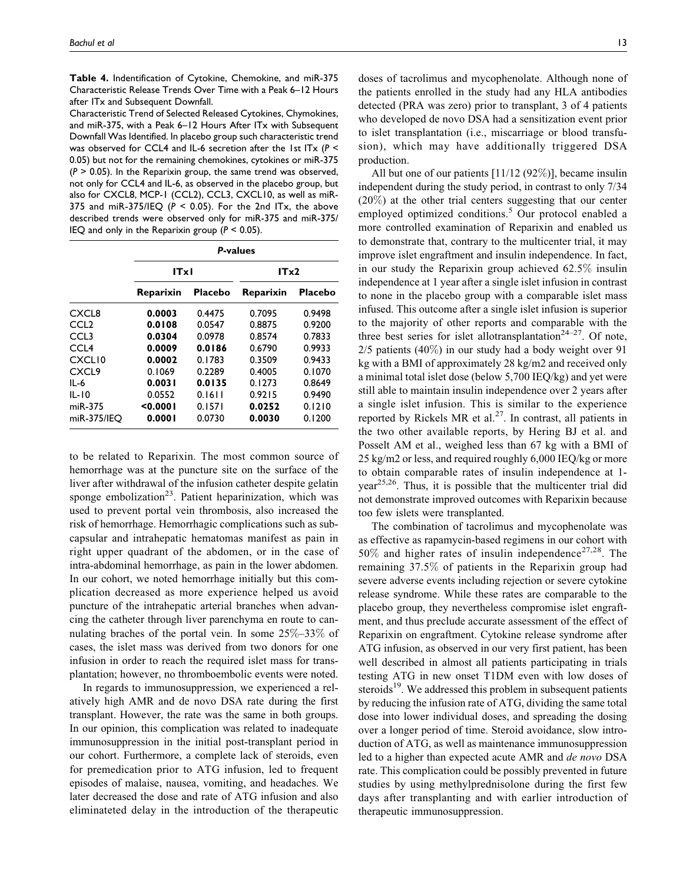**Table 4.** Indentification of Cytokine, Chemokine, and miR-375 Characteristic Release Trends Over Time with a Peak 6–12 Hours after ITx and Subsequent Downfall.

Characteristic Trend of Selected Released Cytokines, Chymokines, and miR-375, with a Peak 6–12 Hours After ITx with Subsequent Downfall Was Identified. In placebo group such characteristic trend was observed for CCL4 and IL-6 secretion after the 1st ITx ($P < 0.05$) but not for the remaining chemokines, cytokines or miR-375 ($P > 0.05$). In the Reparixin group, the same trend was observed, not only for CCL4 and IL-6, as observed in the placebo group, but also for CXCL8, MCP-1 (CCL2), CCL3, CXCL10, as well as miR-375 and miR-375/IEQ ($P < 0.05$). For the 2nd ITx, the above described trends were observed only for miR-375 and miR-375/IEQ and only in the Reparixin group ($P < 0.05$).

| | *P*-values | | | |
|---|---|---|---|---|
| | ITx1 | | ITx2 | |
| | Reparixin | Placebo | Reparixin | Placebo |
| CXCL8 | **0.0003** | 0.4475 | 0.7095 | 0.9498 |
| CCL2 | **0.0108** | 0.0547 | 0.8875 | 0.9200 |
| CCL3 | **0.0304** | 0.0978 | 0.8574 | 0.7833 |
| CCL4 | **0.0009** | **0.0186** | 0.6790 | 0.9933 |
| CXCL10 | **0.0002** | 0.1783 | 0.3509 | 0.9433 |
| CXCL9 | 0.1069 | 0.2289 | 0.4005 | 0.1070 |
| IL-6 | **0.0031** | **0.0135** | 0.1273 | 0.8649 |
| IL-10 | 0.0552 | 0.1611 | 0.9215 | 0.9490 |
| miR-375 | **<0.0001** | 0.1571 | **0.0252** | 0.1210 |
| miR-375/IEQ | **0.0001** | 0.0730 | **0.0030** | 0.1200 |

to be related to Reparixin. The most common source of hemorrhage was at the puncture site on the surface of the liver after withdrawal of the infusion catheter despite gelatin sponge embolization[23]. Patient heparinization, which was used to prevent portal vein thrombosis, also increased the risk of hemorrhage. Hemorrhagic complications such as subcapsular and intrahepatic hematomas manifest as pain in right upper quadrant of the abdomen, or in the case of intra-abdominal hemorrhage, as pain in the lower abdomen. In our cohort, we noted hemorrhage initially but this complication decreased as more experience helped us avoid puncture of the intrahepatic arterial branches when advancing the catheter through liver parenchyma en route to cannulating braches of the portal vein. In some 25%–33% of cases, the islet mass was derived from two donors for one infusion in order to reach the required islet mass for transplantation; however, no thromboembolic events were noted.

In regards to immunosuppression, we experienced a relatively high AMR and de novo DSA rate during the first transplant. However, the rate was the same in both groups. In our opinion, this complication was related to inadequate immunosuppression in the initial post-transplant period in our cohort. Furthermore, a complete lack of steroids, even for premedication prior to ATG infusion, led to frequent episodes of malaise, nausea, vomiting, and headaches. We later decreased the dose and rate of ATG infusion and also eliminateted delay in the introduction of the therapeutic doses of tacrolimus and mycophenolate. Although none of the patients enrolled in the study had any HLA antibodies detected (PRA was zero) prior to transplant, 3 of 4 patients who developed de novo DSA had a sensitization event prior to islet transplantation (i.e., miscarriage or blood transfusion), which may have additionally triggered DSA production.

All but one of our patients [11/12 (92%)], became insulin independent during the study period, in contrast to only 7/34 (20%) at the other trial centers suggesting that our center employed optimized conditions.[5] Our protocol enabled a more controlled examination of Reparixin and enabled us to demonstrate that, contrary to the multicenter trial, it may improve islet engraftment and insulin independence. In fact, in our study the Reparixin group achieved 62.5% insulin independence at 1 year after a single islet infusion in contrast to none in the placebo group with a comparable islet mass infused. This outcome after a single islet infusion is superior to the majority of other reports and comparable with the three best series for islet allotransplantation[24–27]. Of note, 2/5 patients (40%) in our study had a body weight over 91 kg with a BMI of approximately 28 kg/m2 and received only a minimal total islet dose (below 5,700 IEQ/kg) and yet were still able to maintain insulin independence over 2 years after a single islet infusion. This is similar to the experience reported by Rickels MR et al.[27]. In contrast, all patients in the two other available reports, by Hering BJ et al. and Posselt AM et al., weighed less than 67 kg with a BMI of 25 kg/m2 or less, and required roughly 6,000 IEQ/kg or more to obtain comparable rates of insulin independence at 1-year[25,26]. Thus, it is possible that the multicenter trial did not demonstrate improved outcomes with Reparixin because too few islets were transplanted.

The combination of tacrolimus and mycophenolate was as effective as rapamycin-based regimens in our cohort with 50% and higher rates of insulin independence[27,28]. The remaining 37.5% of patients in the Reparixin group had severe adverse events including rejection or severe cytokine release syndrome. While these rates are comparable to the placebo group, they nevertheless compromise islet engraftment, and thus preclude accurate assessment of the effect of Reparixin on engraftment. Cytokine release syndrome after ATG infusion, as observed in our very first patient, has been well described in almost all patients participating in trials testing ATG in new onset T1DM even with low doses of steroids[19]. We addressed this problem in subsequent patients by reducing the infusion rate of ATG, dividing the same total dose into lower individual doses, and spreading the dosing over a longer period of time. Steroid avoidance, slow introduction of ATG, as well as maintenance immunosuppression led to a higher than expected acute AMR and *de novo* DSA rate. This complication could be possibly prevented in future studies by using methylprednisolone during the first few days after transplanting and with earlier introduction of therapeutic immunosuppression.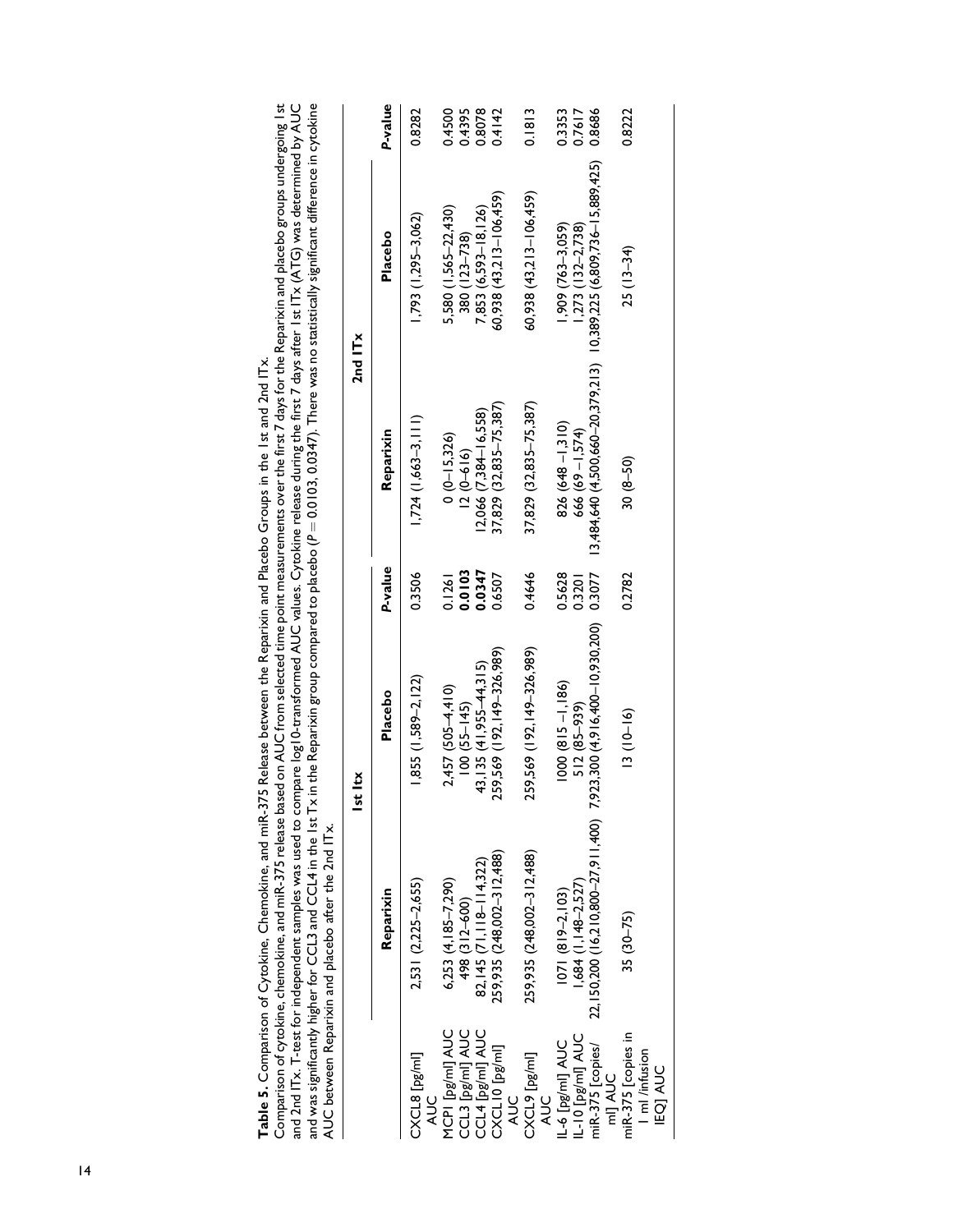**Table 5.** Comparison of Cytokine, Chemokine, and miR-375 Release between the Reparixin and Placebo Groups in the 1st and 2nd ITx.

Comparison of cytokine, chemokine, and miR-375 release based on AUC from selected time point measurements over the first 7 days for the Reparixin and placebo groups undergoing 1st and 2nd ITx. T-test for independent samples was used to compare log10-transformed AUC values. Cytokine release during the first 7 days after 1st ITx (ATG) was determined by AUC and was significantly higher for CCL3 and CCL4 in the 1st Tx in the Reparixin group compared to placebo ($P = 0.0103$, $0.0347$). There was no statistically significant difference in cytokine AUC between Reparixin and placebo after the 2nd ITx.

| | 1st Itx | | | 2nd ITx | | |
|---|---|---|---|---|---|---|
| | Reparixin | Placebo | *P*-value | Reparixin | Placebo | *P*-value |
| CXCL8 [pg/ml] AUC | 2,531 (2,225–2,655) | 1,855 (1,589–2,122) | 0.3506 | 1,724 (1,663–3,111) | 1,793 (1,295–3,062) | 0.8282 |
| MCP1 [pg/ml] AUC | 6,253 (4,185–7,290) | 2,457 (505–4,410) | 0.1261 | 0 (0–15,326) | 5,580 (1,565–22,430) | 0.4500 |
| CCL3 [pg/ml] AUC | 498 (312–600) | 100 (55–145) | **0.0103** | 12 (0–616) | 380 (123–738) | 0.4395 |
| CCL4 [pg/ml] AUC | 82,145 (71,118–114,322) | 43,135 (41,955–44,315) | **0.0347** | 12,066 (7,384–16,558) | 7,853 (6,593–18,126) | 0.8078 |
| CXCL10 [pg/ml] AUC | 259,935 (248,002–312,488) | 259,569 (192,149–326,989) | 0.6507 | 37,829 (32,835–75,387) | 60,938 (43,213–106,459) | 0.4142 |
| CXCL9 [pg/ml] AUC | 259,935 (248,002–312,488) | 259,569 (192,149–326,989) | 0.4646 | 37,829 (32,835–75,387) | 60,938 (43,213–106,459) | 0.1813 |
| IL-6 [pg/ml] AUC | 1071 (819–2,103) | 1000 (815 –1,186) | 0.5628 | 826 (648 –1,310) | 1,909 (763–3,059) | 0.3353 |
| IL-10 [pg/ml] AUC | 1,684 (1,148–2,527) | 512 (85–939) | 0.3201 | 666 (69 –1,574) | 1,273 (132–2,738) | 0.7617 |
| miR-375 [copies/ml] AUC | 22,150,200 (16,210,800–27,911,400) | 7,923,300 (4,916,400–10,930,200) | 0.3077 | 13,484,640 (4,500,660–20,379,213) | 10,389,225 (6,809,736–15,889,425) | 0.8686 |
| miR-375 [copies in 1 ml /infusion IEQ] AUC | 35 (30–75) | 13 (10–16) | 0.2782 | 30 (8–50) | 25 (13–34) | 0.8222 |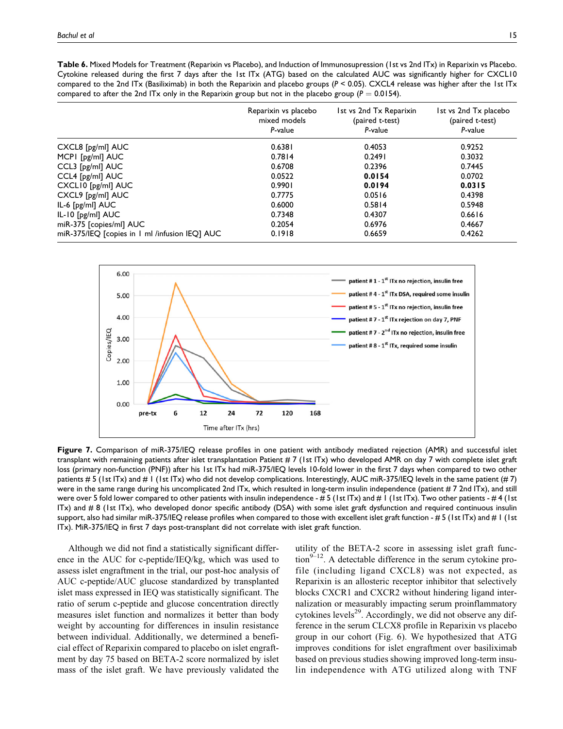**Table 6.** Mixed Models for Treatment (Reparixin vs Placebo), and Induction of Immunosupression (1st vs 2nd ITx) in Reparixin vs Placebo. Cytokine released during the first 7 days after the 1st ITx (ATG) based on the calculated AUC was significantly higher for CXCL10 compared to the 2nd ITx (Basiliximab) in both the Reparixin and placebo groups ($P < 0.05$). CXCL4 release was higher after the 1st ITx compared to after the 2nd ITx only in the Reparixin group but not in the placebo group ($P = 0.0154$).

| | Reparixin vs placebo mixed models *P*-value | 1st vs 2nd Tx Reparixin (paired t-test) *P*-value | 1st vs 2nd Tx placebo (paired t-test) *P*-value |
|---|---|---|---|
| CXCL8 [pg/ml] AUC | 0.6381 | 0.4053 | 0.9252 |
| MCP1 [pg/ml] AUC | 0.7814 | 0.2491 | 0.3032 |
| CCL3 [pg/ml] AUC | 0.6708 | 0.2396 | 0.7445 |
| CCL4 [pg/ml] AUC | 0.0522 | **0.0154** | 0.0702 |
| CXCL10 [pg/ml] AUC | 0.9901 | **0.0194** | **0.0315** |
| CXCL9 [pg/ml] AUC | 0.7775 | 0.0516 | 0.4398 |
| IL-6 [pg/ml] AUC | 0.6000 | 0.5814 | 0.5948 |
| IL-10 [pg/ml] AUC | 0.7348 | 0.4307 | 0.6616 |
| miR-375 [copies/ml] AUC | 0.2054 | 0.6976 | 0.4667 |
| miR-375/IEQ [copies in 1 ml /infusion IEQ] AUC | 0.1918 | 0.6659 | 0.4262 |

**Figure 7.** Comparison of miR-375/IEQ release profiles in one patient with antibody mediated rejection (AMR) and successful islet transplant with remaining patients after islet transplantation Patient # 7 (1st ITx) who developed AMR on day 7 with complete islet graft loss (primary non-function (PNF)) after his 1st ITx had miR-375/IEQ levels 10-fold lower in the first 7 days when compared to two other patients # 5 (1st ITx) and # 1 (1st ITx) who did not develop complications. Interestingly, AUC miR-375/IEQ levels in the same patient (# 7) were in the same range during his uncomplicated 2nd ITx, which resulted in long-term insulin independence (patient # 7 2nd ITx), and still were over 5 fold lower compared to other patients with insulin independence - # 5 (1st ITx) and # 1 (1st ITx). Two other patients - # 4 (1st ITx) and # 8 (1st ITx), who developed donor specific antibody (DSA) with some islet graft dysfunction and required continuous insulin support, also had similar miR-375/IEQ release profiles when compared to those with excellent islet graft function - # 5 (1st ITx) and # 1 (1st ITx). MiR-375/IEQ in first 7 days post-transplant did not correlate with islet graft function.

Although we did not find a statistically significant difference in the AUC for c-peptide/IEQ/kg, which was used to assess islet engraftment in the trial, our post-hoc analysis of AUC c-peptide/AUC glucose standardized by transplanted islet mass expressed in IEQ was statistically significant. The ratio of serum c-peptide and glucose concentration directly measures islet function and normalizes it better than body weight by accounting for differences in insulin resistance between individual. Additionally, we determined a beneficial effect of Reparixin compared to placebo on islet engraftment by day 75 based on BETA-2 score normalized by islet mass of the islet graft. We have previously validated the utility of the BETA-2 score in assessing islet graft function[9–12]. A detectable difference in the serum cytokine profile (including ligand CXCL8) was not expected, as Reparixin is an allosteric receptor inhibitor that selectively blocks CXCR1 and CXCR2 without hindering ligand internalization or measurably impacting serum proinflammatory cytokines levels[29]. Accordingly, we did not observe any difference in the serum CLCX8 profile in Reparixin vs placebo group in our cohort (Fig. 6). We hypothesized that ATG improves conditions for islet engraftment over basiliximab based on previous studies showing improved long-term insulin independence with ATG utilized along with TNF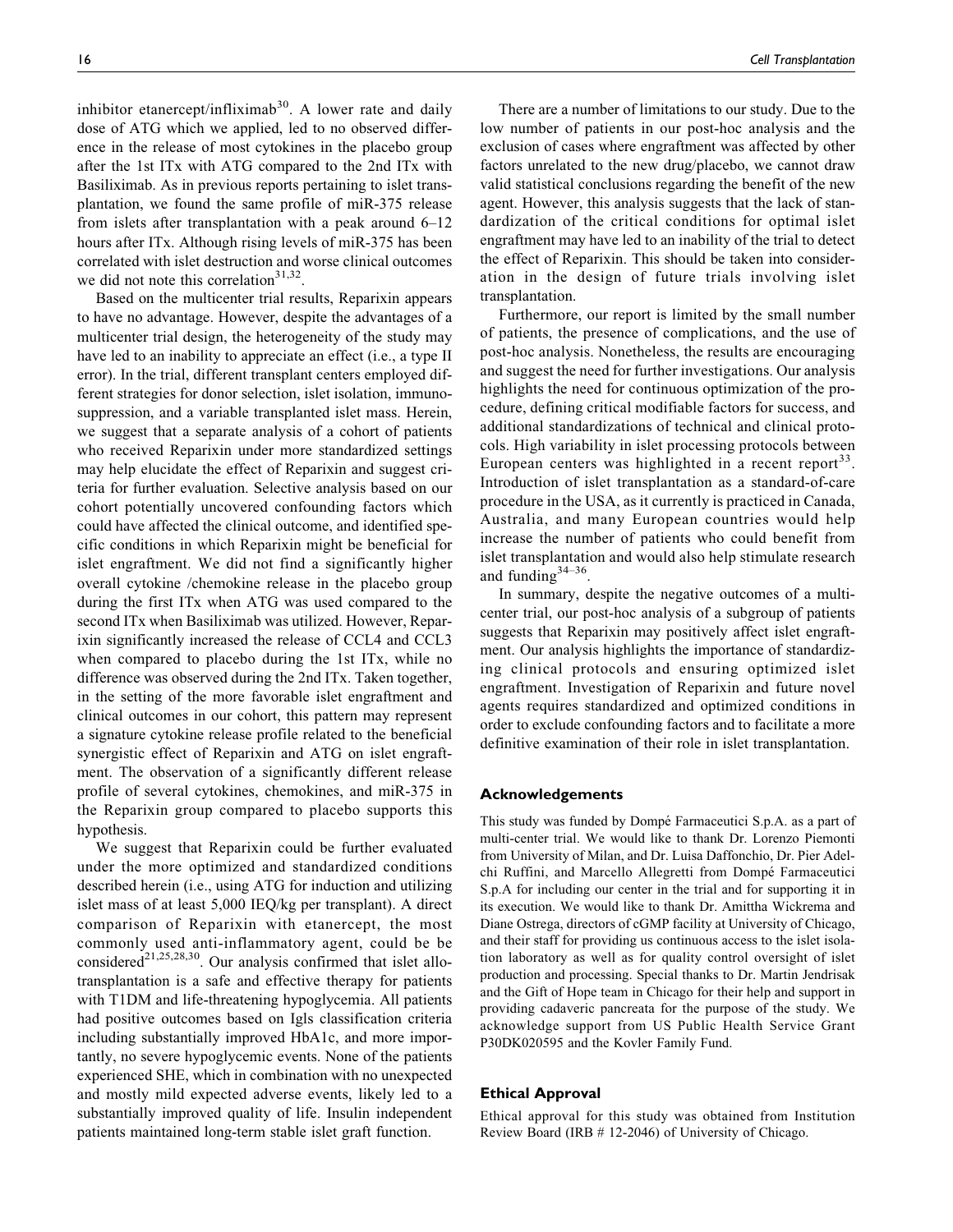inhibitor etanercept/infliximab[30]. A lower rate and daily dose of ATG which we applied, led to no observed difference in the release of most cytokines in the placebo group after the 1st ITx with ATG compared to the 2nd ITx with Basiliximab. As in previous reports pertaining to islet transplantation, we found the same profile of miR-375 release from islets after transplantation with a peak around 6–12 hours after ITx. Although rising levels of miR-375 has been correlated with islet destruction and worse clinical outcomes we did not note this correlation[31,32].

Based on the multicenter trial results, Reparixin appears to have no advantage. However, despite the advantages of a multicenter trial design, the heterogeneity of the study may have led to an inability to appreciate an effect (i.e., a type II error). In the trial, different transplant centers employed different strategies for donor selection, islet isolation, immunosuppression, and a variable transplanted islet mass. Herein, we suggest that a separate analysis of a cohort of patients who received Reparixin under more standardized settings may help elucidate the effect of Reparixin and suggest criteria for further evaluation. Selective analysis based on our cohort potentially uncovered confounding factors which could have affected the clinical outcome, and identified specific conditions in which Reparixin might be beneficial for islet engraftment. We did not find a significantly higher overall cytokine /chemokine release in the placebo group during the first ITx when ATG was used compared to the second ITx when Basiliximab was utilized. However, Reparixin significantly increased the release of CCL4 and CCL3 when compared to placebo during the 1st ITx, while no difference was observed during the 2nd ITx. Taken together, in the setting of the more favorable islet engraftment and clinical outcomes in our cohort, this pattern may represent a signature cytokine release profile related to the beneficial synergistic effect of Reparixin and ATG on islet engraftment. The observation of a significantly different release profile of several cytokines, chemokines, and miR-375 in the Reparixin group compared to placebo supports this hypothesis.

We suggest that Reparixin could be further evaluated under the more optimized and standardized conditions described herein (i.e., using ATG for induction and utilizing islet mass of at least 5,000 IEQ/kg per transplant). A direct comparison of Reparixin with etanercept, the most commonly used anti-inflammatory agent, could be be considered[21,25,28,30]. Our analysis confirmed that islet allotransplantation is a safe and effective therapy for patients with T1DM and life-threatening hypoglycemia. All patients had positive outcomes based on Igls classification criteria including substantially improved HbA1c, and more importantly, no severe hypoglycemic events. None of the patients experienced SHE, which in combination with no unexpected and mostly mild expected adverse events, likely led to a substantially improved quality of life. Insulin independent patients maintained long-term stable islet graft function.

There are a number of limitations to our study. Due to the low number of patients in our post-hoc analysis and the exclusion of cases where engraftment was affected by other factors unrelated to the new drug/placebo, we cannot draw valid statistical conclusions regarding the benefit of the new agent. However, this analysis suggests that the lack of standardization of the critical conditions for optimal islet engraftment may have led to an inability of the trial to detect the effect of Reparixin. This should be taken into consideration in the design of future trials involving islet transplantation.

Furthermore, our report is limited by the small number of patients, the presence of complications, and the use of post-hoc analysis. Nonetheless, the results are encouraging and suggest the need for further investigations. Our analysis highlights the need for continuous optimization of the procedure, defining critical modifiable factors for success, and additional standardizations of technical and clinical protocols. High variability in islet processing protocols between European centers was highlighted in a recent report[33]. Introduction of islet transplantation as a standard-of-care procedure in the USA, as it currently is practiced in Canada, Australia, and many European countries would help increase the number of patients who could benefit from islet transplantation and would also help stimulate research and funding[34–36].

In summary, despite the negative outcomes of a multicenter trial, our post-hoc analysis of a subgroup of patients suggests that Reparixin may positively affect islet engraftment. Our analysis highlights the importance of standardizing clinical protocols and ensuring optimized islet engraftment. Investigation of Reparixin and future novel agents requires standardized and optimized conditions in order to exclude confounding factors and to facilitate a more definitive examination of their role in islet transplantation.

## Acknowledgements

This study was funded by Dompé Farmaceutici S.p.A. as a part of multi-center trial. We would like to thank Dr. Lorenzo Piemonti from University of Milan, and Dr. Luisa Daffonchio, Dr. Pier Adelchi Ruffini, and Marcello Allegretti from Dompé Farmaceutici S.p.A for including our center in the trial and for supporting it in its execution. We would like to thank Dr. Amittha Wickrema and Diane Ostrega, directors of cGMP facility at University of Chicago, and their staff for providing us continuous access to the islet isolation laboratory as well as for quality control oversight of islet production and processing. Special thanks to Dr. Martin Jendrisak and the Gift of Hope team in Chicago for their help and support in providing cadaveric pancreata for the purpose of the study. We acknowledge support from US Public Health Service Grant P30DK020595 and the Kovler Family Fund.

## Ethical Approval

Ethical approval for this study was obtained from Institution Review Board (IRB # 12-2046) of University of Chicago.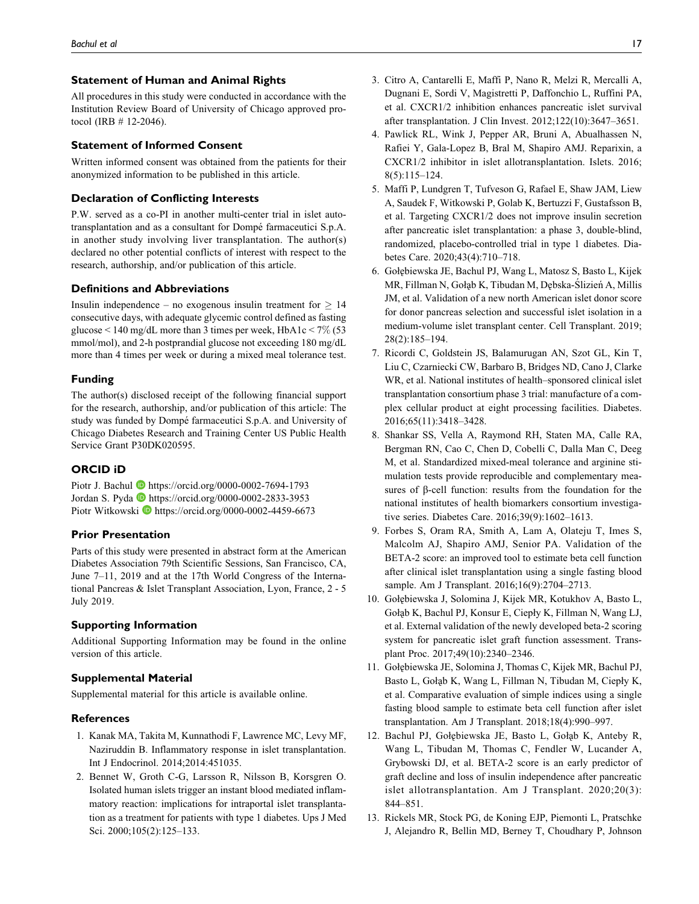## Statement of Human and Animal Rights

All procedures in this study were conducted in accordance with the Institution Review Board of University of Chicago approved protocol (IRB # 12-2046).

## Statement of Informed Consent

Written informed consent was obtained from the patients for their anonymized information to be published in this article.

## Declaration of Conflicting Interests

P.W. served as a co-PI in another multi-center trial in islet autotransplantation and as a consultant for Dompé farmaceutici S.p.A. in another study involving liver transplantation. The author(s) declared no other potential conflicts of interest with respect to the research, authorship, and/or publication of this article.

## Definitions and Abbreviations

Insulin independence – no exogenous insulin treatment for $\geq$ 14 consecutive days, with adequate glycemic control defined as fasting glucose < 140 mg/dL more than 3 times per week, HbA1c < 7% (53 mmol/mol), and 2-h postprandial glucose not exceeding 180 mg/dL more than 4 times per week or during a mixed meal tolerance test.

## Funding

The author(s) disclosed receipt of the following financial support for the research, authorship, and/or publication of this article: The study was funded by Dompé farmaceutici S.p.A. and University of Chicago Diabetes Research and Training Center US Public Health Service Grant P30DK020595.

## ORCID iD

Piotr J. Bachul https://orcid.org/0000-0002-7694-1793
Jordan S. Pyda https://orcid.org/0000-0002-2833-3953
Piotr Witkowski https://orcid.org/0000-0002-4459-6673

## Prior Presentation

Parts of this study were presented in abstract form at the American Diabetes Association 79th Scientific Sessions, San Francisco, CA, June 7–11, 2019 and at the 17th World Congress of the International Pancreas & Islet Transplant Association, Lyon, France, 2 - 5 July 2019.

## Supporting Information

Additional Supporting Information may be found in the online version of this article.

## Supplemental Material

Supplemental material for this article is available online.

## References

1. Kanak MA, Takita M, Kunnathodi F, Lawrence MC, Levy MF, Naziruddin B. Inflammatory response in islet transplantation. Int J Endocrinol. 2014;2014:451035.
2. Bennet W, Groth C-G, Larsson R, Nilsson B, Korsgren O. Isolated human islets trigger an instant blood mediated inflammatory reaction: implications for intraportal islet transplantation as a treatment for patients with type 1 diabetes. Ups J Med Sci. 2000;105(2):125–133.
3. Citro A, Cantarelli E, Maffi P, Nano R, Melzi R, Mercalli A, Dugnani E, Sordi V, Magistretti P, Daffonchio L, Ruffini PA, et al. CXCR1/2 inhibition enhances pancreatic islet survival after transplantation. J Clin Invest. 2012;122(10):3647–3651.
4. Pawlick RL, Wink J, Pepper AR, Bruni A, Abualhassen N, Rafiei Y, Gala-Lopez B, Bral M, Shapiro AMJ. Reparixin, a CXCR1/2 inhibitor in islet allotransplantation. Islets. 2016; 8(5):115–124.
5. Maffi P, Lundgren T, Tufveson G, Rafael E, Shaw JAM, Liew A, Saudek F, Witkowski P, Golab K, Bertuzzi F, Gustafsson B, et al. Targeting CXCR1/2 does not improve insulin secretion after pancreatic islet transplantation: a phase 3, double-blind, randomized, placebo-controlled trial in type 1 diabetes. Diabetes Care. 2020;43(4):710–718.
6. Gołębiewska JE, Bachul PJ, Wang L, Matosz S, Basto L, Kijek MR, Fillman N, Gołąb K, Tibudan M, Dębska-Ślizień A, Millis JM, et al. Validation of a new north American islet donor score for donor pancreas selection and successful islet isolation in a medium-volume islet transplant center. Cell Transplant. 2019; 28(2):185–194.
7. Ricordi C, Goldstein JS, Balamurugan AN, Szot GL, Kin T, Liu C, Czarniecki CW, Barbaro B, Bridges ND, Cano J, Clarke WR, et al. National institutes of health–sponsored clinical islet transplantation consortium phase 3 trial: manufacture of a complex cellular product at eight processing facilities. Diabetes. 2016;65(11):3418–3428.
8. Shankar SS, Vella A, Raymond RH, Staten MA, Calle RA, Bergman RN, Cao C, Chen D, Cobelli C, Dalla Man C, Deeg M, et al. Standardized mixed-meal tolerance and arginine stimulation tests provide reproducible and complementary measures of β-cell function: results from the foundation for the national institutes of health biomarkers consortium investigative series. Diabetes Care. 2016;39(9):1602–1613.
9. Forbes S, Oram RA, Smith A, Lam A, Olateju T, Imes S, Malcolm AJ, Shapiro AMJ, Senior PA. Validation of the BETA-2 score: an improved tool to estimate beta cell function after clinical islet transplantation using a single fasting blood sample. Am J Transplant. 2016;16(9):2704–2713.
10. Gołębiewska J, Solomina J, Kijek MR, Kotukhov A, Basto L, Gołąb K, Bachul PJ, Konsur E, Ciepły K, Fillman N, Wang LJ, et al. External validation of the newly developed beta-2 scoring system for pancreatic islet graft function assessment. Transplant Proc. 2017;49(10):2340–2346.
11. Gołębiewska JE, Solomina J, Thomas C, Kijek MR, Bachul PJ, Basto L, Gołąb K, Wang L, Fillman N, Tibudan M, Ciepły K, et al. Comparative evaluation of simple indices using a single fasting blood sample to estimate beta cell function after islet transplantation. Am J Transplant. 2018;18(4):990–997.
12. Bachul PJ, Gołębiewska JE, Basto L, Gołąb K, Anteby R, Wang L, Tibudan M, Thomas C, Fendler W, Lucander A, Grybowski DJ, et al. BETA-2 score is an early predictor of graft decline and loss of insulin independence after pancreatic islet allotransplantation. Am J Transplant. 2020;20(3): 844–851.
13. Rickels MR, Stock PG, de Koning EJP, Piemonti L, Pratschke J, Alejandro R, Bellin MD, Berney T, Choudhary P, Johnson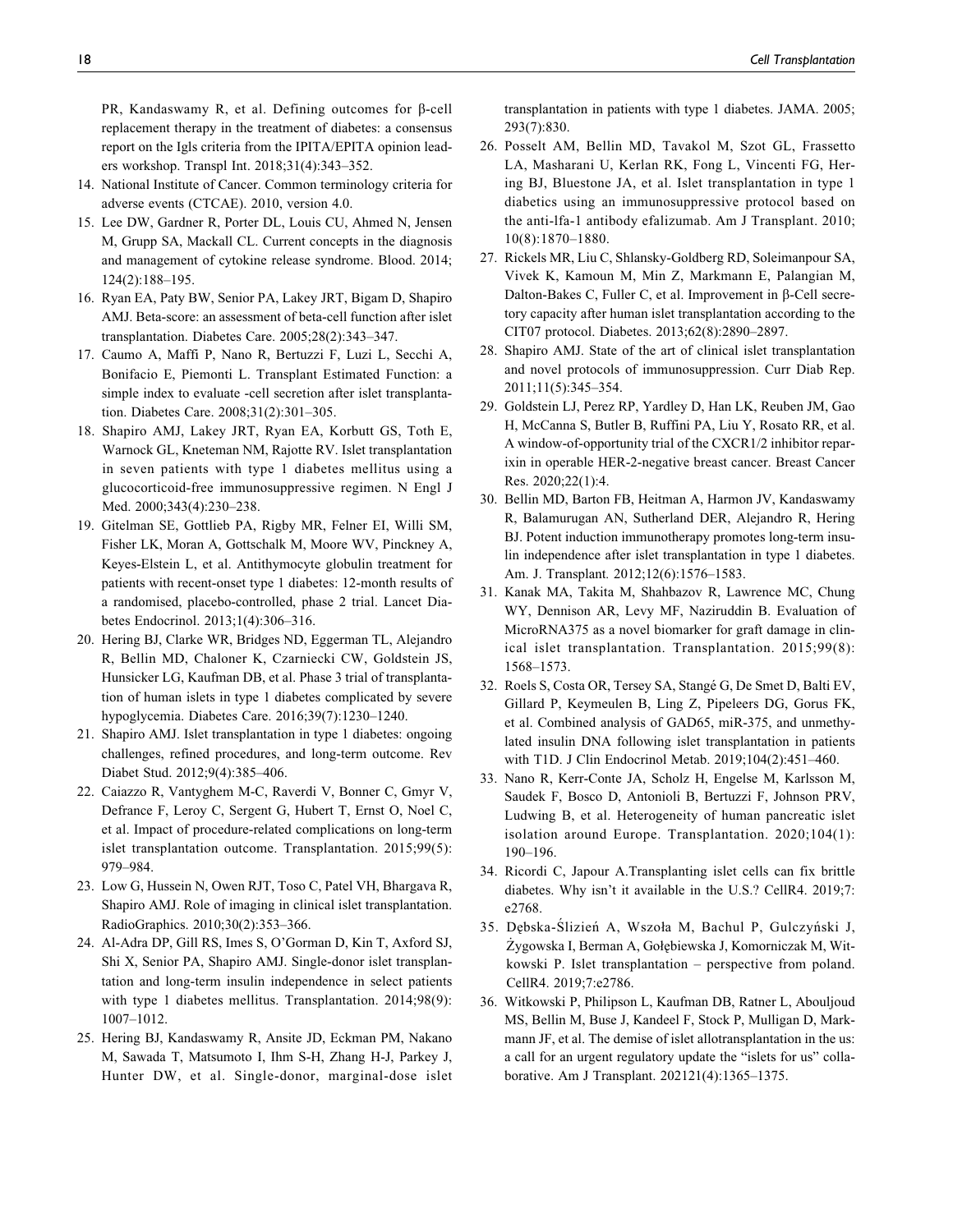PR, Kandaswamy R, et al. Defining outcomes for β-cell replacement therapy in the treatment of diabetes: a consensus report on the Igls criteria from the IPITA/EPITA opinion leaders workshop. Transpl Int. 2018;31(4):343–352.

14. National Institute of Cancer. Common terminology criteria for adverse events (CTCAE). 2010, version 4.0.
15. Lee DW, Gardner R, Porter DL, Louis CU, Ahmed N, Jensen M, Grupp SA, Mackall CL. Current concepts in the diagnosis and management of cytokine release syndrome. Blood. 2014; 124(2):188–195.
16. Ryan EA, Paty BW, Senior PA, Lakey JRT, Bigam D, Shapiro AMJ. Beta-score: an assessment of beta-cell function after islet transplantation. Diabetes Care. 2005;28(2):343–347.
17. Caumo A, Maffi P, Nano R, Bertuzzi F, Luzi L, Secchi A, Bonifacio E, Piemonti L. Transplant Estimated Function: a simple index to evaluate -cell secretion after islet transplantation. Diabetes Care. 2008;31(2):301–305.
18. Shapiro AMJ, Lakey JRT, Ryan EA, Korbutt GS, Toth E, Warnock GL, Kneteman NM, Rajotte RV. Islet transplantation in seven patients with type 1 diabetes mellitus using a glucocorticoid-free immunosuppressive regimen. N Engl J Med. 2000;343(4):230–238.
19. Gitelman SE, Gottlieb PA, Rigby MR, Felner EI, Willi SM, Fisher LK, Moran A, Gottschalk M, Moore WV, Pinckney A, Keyes-Elstein L, et al. Antithymocyte globulin treatment for patients with recent-onset type 1 diabetes: 12-month results of a randomised, placebo-controlled, phase 2 trial. Lancet Diabetes Endocrinol. 2013;1(4):306–316.
20. Hering BJ, Clarke WR, Bridges ND, Eggerman TL, Alejandro R, Bellin MD, Chaloner K, Czarniecki CW, Goldstein JS, Hunsicker LG, Kaufman DB, et al. Phase 3 trial of transplantation of human islets in type 1 diabetes complicated by severe hypoglycemia. Diabetes Care. 2016;39(7):1230–1240.
21. Shapiro AMJ. Islet transplantation in type 1 diabetes: ongoing challenges, refined procedures, and long-term outcome. Rev Diabet Stud. 2012;9(4):385–406.
22. Caiazzo R, Vantyghem M-C, Raverdi V, Bonner C, Gmyr V, Defrance F, Leroy C, Sergent G, Hubert T, Ernst O, Noel C, et al. Impact of procedure-related complications on long-term islet transplantation outcome. Transplantation. 2015;99(5): 979–984.
23. Low G, Hussein N, Owen RJT, Toso C, Patel VH, Bhargava R, Shapiro AMJ. Role of imaging in clinical islet transplantation. RadioGraphics. 2010;30(2):353–366.
24. Al-Adra DP, Gill RS, Imes S, O'Gorman D, Kin T, Axford SJ, Shi X, Senior PA, Shapiro AMJ. Single-donor islet transplantation and long-term insulin independence in select patients with type 1 diabetes mellitus. Transplantation. 2014;98(9): 1007–1012.
25. Hering BJ, Kandaswamy R, Ansite JD, Eckman PM, Nakano M, Sawada T, Matsumoto I, Ihm S-H, Zhang H-J, Parkey J, Hunter DW, et al. Single-donor, marginal-dose islet transplantation in patients with type 1 diabetes. JAMA. 2005; 293(7):830.
26. Posselt AM, Bellin MD, Tavakol M, Szot GL, Frassetto LA, Masharani U, Kerlan RK, Fong L, Vincenti FG, Hering BJ, Bluestone JA, et al. Islet transplantation in type 1 diabetics using an immunosuppressive protocol based on the anti-lfa-1 antibody efalizumab. Am J Transplant. 2010; 10(8):1870–1880.
27. Rickels MR, Liu C, Shlansky-Goldberg RD, Soleimanpour SA, Vivek K, Kamoun M, Min Z, Markmann E, Palangian M, Dalton-Bakes C, Fuller C, et al. Improvement in β-Cell secretory capacity after human islet transplantation according to the CIT07 protocol. Diabetes. 2013;62(8):2890–2897.
28. Shapiro AMJ. State of the art of clinical islet transplantation and novel protocols of immunosuppression. Curr Diab Rep. 2011;11(5):345–354.
29. Goldstein LJ, Perez RP, Yardley D, Han LK, Reuben JM, Gao H, McCanna S, Butler B, Ruffini PA, Liu Y, Rosato RR, et al. A window-of-opportunity trial of the CXCR1/2 inhibitor reparixin in operable HER-2-negative breast cancer. Breast Cancer Res. 2020;22(1):4.
30. Bellin MD, Barton FB, Heitman A, Harmon JV, Kandaswamy R, Balamurugan AN, Sutherland DER, Alejandro R, Hering BJ. Potent induction immunotherapy promotes long-term insulin independence after islet transplantation in type 1 diabetes. Am. J. Transplant. 2012;12(6):1576–1583.
31. Kanak MA, Takita M, Shahbazov R, Lawrence MC, Chung WY, Dennison AR, Levy MF, Naziruddin B. Evaluation of MicroRNA375 as a novel biomarker for graft damage in clinical islet transplantation. Transplantation. 2015;99(8): 1568–1573.
32. Roels S, Costa OR, Tersey SA, Stangé G, De Smet D, Balti EV, Gillard P, Keymeulen B, Ling Z, Pipeleers DG, Gorus FK, et al. Combined analysis of GAD65, miR-375, and unmethylated insulin DNA following islet transplantation in patients with T1D. J Clin Endocrinol Metab. 2019;104(2):451–460.
33. Nano R, Kerr-Conte JA, Scholz H, Engelse M, Karlsson M, Saudek F, Bosco D, Antonioli B, Bertuzzi F, Johnson PRV, Ludwing B, et al. Heterogeneity of human pancreatic islet isolation around Europe. Transplantation. 2020;104(1): 190–196.
34. Ricordi C, Japour A.Transplanting islet cells can fix brittle diabetes. Why isn't it available in the U.S.? CellR4. 2019;7: e2768.
35. Dębska-Ślizień A, Wszoła M, Bachul P, Gulczyński J, Żygowska I, Berman A, Gołębiewska J, Komorniczak M, Witkowski P. Islet transplantation – perspective from poland. CellR4. 2019;7:e2786.
36. Witkowski P, Philipson L, Kaufman DB, Ratner L, Abouljoud MS, Bellin M, Buse J, Kandeel F, Stock P, Mulligan D, Markmann JF, et al. The demise of islet allotransplantation in the us: a call for an urgent regulatory update the "islets for us" collaborative. Am J Transplant. 202121(4):1365–1375.